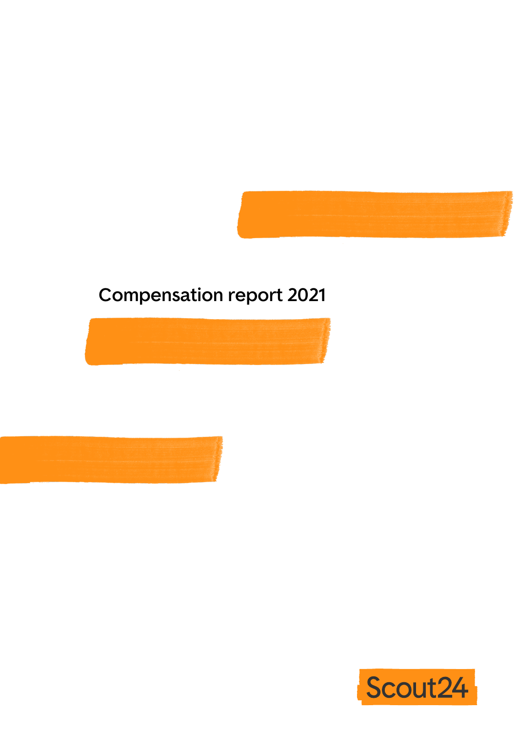# Compensation report 2021

Scout24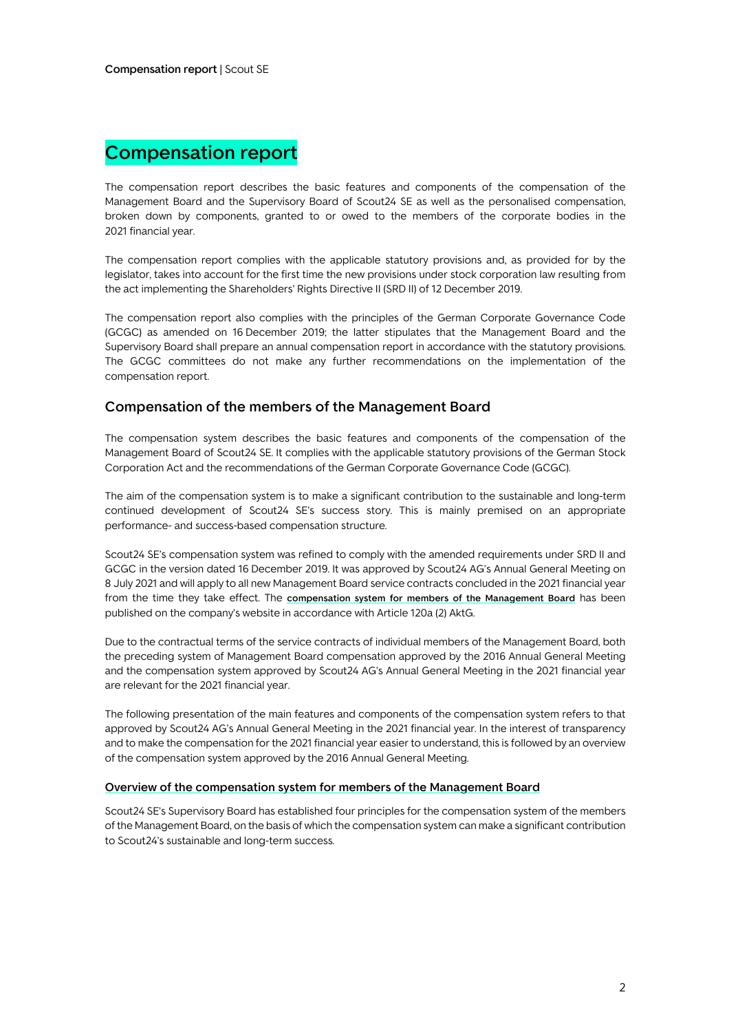# Compensation report

The compensation report describes the basic features and components of the compensation of the Management Board and the Supervisory Board of Scout24 SE as well as the personalised compensation, broken down by components, granted to or owed to the members of the corporate bodies in the 2021 financial year.

The compensation report complies with the applicable statutory provisions and, as provided for by the legislator, takes into account for the first time the new provisions under stock corporation law resulting from the act implementing the Shareholders' Rights Directive II (SRD II) of 12 December 2019.

The compensation report also complies with the principles of the German Corporate Governance Code (GCGC) as amended on 16 December 2019; the latter stipulates that the Management Board and the Supervisory Board shall prepare an annual compensation report in accordance with the statutory provisions. The GCGC committees do not make any further recommendations on the implementation of the compensation report.

## Compensation of the members of the Management Board

The compensation system describes the basic features and components of the compensation of the Management Board of Scout24 SE. It complies with the applicable statutory provisions of the German Stock Corporation Act and the recommendations of the German Corporate Governance Code (GCGC).

The aim of the compensation system is to make a significant contribution to the sustainable and long-term continued development of Scout24 SE's success story. This is mainly premised on an appropriate performance- and success-based compensation structure.

Scout24 SE's compensation system was refined to comply with the amended requirements under SRD II and GCGC in the version dated 16 December 2019. It was approved by Scout24 AG's Annual General Meeting on 8 July 2021 and will apply to all new Management Board service contracts concluded in the 2021 financial year from the time they take effect. The **compensation system for members of the Management Board** has been published on the company's website in accordance with Article 120a (2) AktG.

Due to the contractual terms of the service contracts of individual members of the Management Board, both the preceding system of Management Board compensation approved by the 2016 Annual General Meeting and the compensation system approved by Scout24 AG's Annual General Meeting in the 2021 financial year are relevant for the 2021 financial year.

The following presentation of the main features and components of the compensation system refers to that approved by Scout24 AG's Annual General Meeting in the 2021 financial year. In the interest of transparency and to make the compensation for the 2021 financial year easier to understand, this is followed by an overview of the compensation system approved by the 2016 Annual General Meeting.

### Overview of the compensation system for members of the Management Board

Scout24 SE's Supervisory Board has established four principles for the compensation system of the members of the Management Board, on the basis of which the compensation system can make a significant contribution to Scout24's sustainable and long-term success.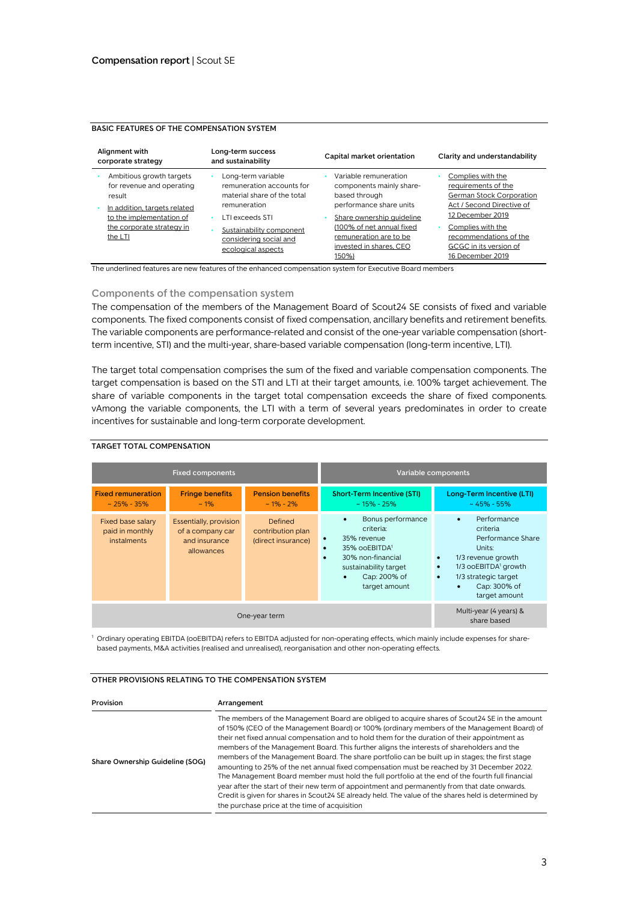## BASIC FEATURES OF THE COMPENSATION SYSTEM

| Alignment with corporate strategy | Long-term success and sustainability | Capital market orientation | Clarity and understandability |
|---|---|---|---|
| • Ambitious growth targets for revenue and operating result<br>• In addition, targets related to the implementation of the corporate strategy in the LTI | • Long-term variable remuneration accounts for material share of the total remuneration<br>• LTI exceeds STI<br>• Sustainability component considering social and ecological aspects | • Variable remuneration components mainly share-based through performance share units<br>• Share ownership guideline (100% of net annual fixed remuneration are to be invested in shares, CEO 150%) | • Complies with the requirements of the German Stock Corporation Act / Second Directive of 12 December 2019<br>• Complies with the recommendations of the GCGC in its version of 16 December 2019 |

The underlined features are new features of the enhanced compensation system for Executive Board members

### Components of the compensation system

The compensation of the members of the Management Board of Scout24 SE consists of fixed and variable components. The fixed components consist of fixed compensation, ancillary benefits and retirement benefits. The variable components are performance-related and consist of the one-year variable compensation (short-term incentive, STI) and the multi-year, share-based variable compensation (long-term incentive, LTI).

The target total compensation comprises the sum of the fixed and variable compensation components. The target compensation is based on the STI and LTI at their target amounts, i.e. 100% target achievement. The share of variable components in the target total compensation exceeds the share of fixed components. vAmong the variable components, the LTI with a term of several years predominates in order to create incentives for sustainable and long-term corporate development.

## TARGET TOTAL COMPENSATION

| Fixed components | | | Variable components | |
|---|---|---|---|---|
| **Fixed remuneration** ~ 25% - 35% | **Fringe benefits** ~ 1% | **Pension benefits** ~ 1% - 2% | **Short-Term Incentive (STI)** ~ 15% - 25% | **Long-Term Incentive (LTI)** ~ 45% - 55% |
| Fixed base salary paid in monthly instalments | Essentially, provision of a company car and insurance allowances | Defined contribution plan (direct insurance) | • Bonus performance criteria:<br>• 35% revenue<br>• 35% ooEBITDA[1]<br>• 30% non-financial sustainability target<br>• Cap: 200% of target amount | • Performance criteria Performance Share Units:<br>• 1/3 revenue growth<br>• 1/3 ooEBITDA[1] growth<br>• 1/3 strategic target<br>• Cap: 300% of target amount |
| One-year term | | | | Multi-year (4 years) & share based |

[1] Ordinary operating EBITDA (ooEBITDA) refers to EBITDA adjusted for non-operating effects, which mainly include expenses for share-based payments, M&A activities (realised and unrealised), reorganisation and other non-operating effects.

## OTHER PROVISIONS RELATING TO THE COMPENSATION SYSTEM

| Provision | Arrangement |
|---|---|
| Share Ownership Guideline (SOG) | The members of the Management Board are obliged to acquire shares of Scout24 SE in the amount of 150% (CEO of the Management Board) or 100% (ordinary members of the Management Board) of their net fixed annual compensation and to hold them for the duration of their appointment as members of the Management Board. This further aligns the interests of shareholders and the members of the Management Board. The share portfolio can be built up in stages; the first stage amounting to 25% of the net annual fixed compensation must be reached by 31 December 2022. The Management Board member must hold the full portfolio at the end of the fourth full financial year after the start of their new term of appointment and permanently from that date onwards. Credit is given for shares in Scout24 SE already held. The value of the shares held is determined by the purchase price at the time of acquisition |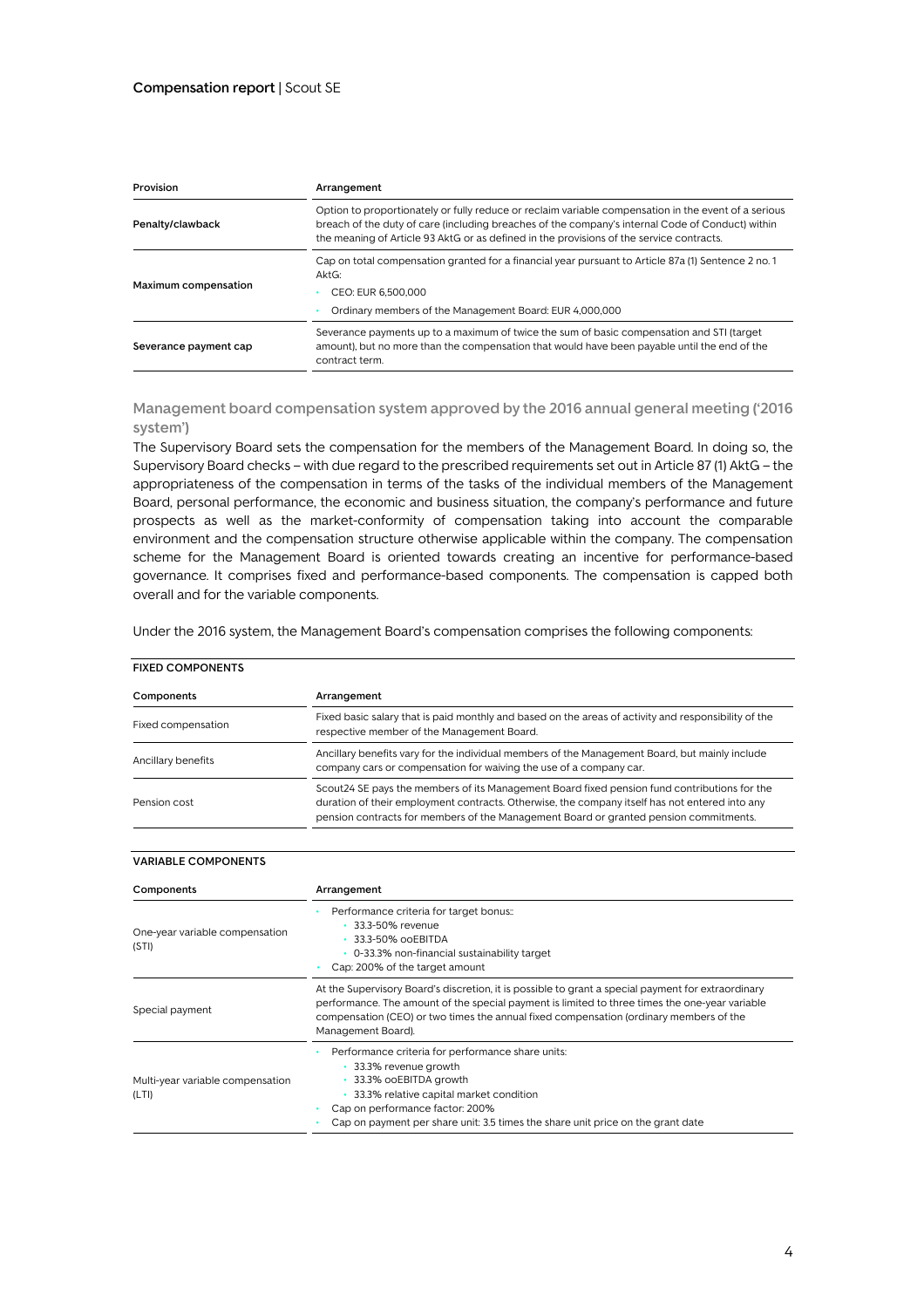| Provision | Arrangement |
| --- | --- |
| Penalty/clawback | Option to proportionately or fully reduce or reclaim variable compensation in the event of a serious breach of the duty of care (including breaches of the company's internal Code of Conduct) within the meaning of Article 93 AktG or as defined in the provisions of the service contracts. |
| Maximum compensation | Cap on total compensation granted for a financial year pursuant to Article 87a (1) Sentence 2 no. 1 AktG:<br>• CEO: EUR 6,500,000<br>• Ordinary members of the Management Board: EUR 4,000,000 |
| Severance payment cap | Severance payments up to a maximum of twice the sum of basic compensation and STI (target amount), but no more than the compensation that would have been payable until the end of the contract term. |

## Management board compensation system approved by the 2016 annual general meeting ('2016 system')

The Supervisory Board sets the compensation for the members of the Management Board. In doing so, the Supervisory Board checks – with due regard to the prescribed requirements set out in Article 87 (1) AktG – the appropriateness of the compensation in terms of the tasks of the individual members of the Management Board, personal performance, the economic and business situation, the company's performance and future prospects as well as the market-conformity of compensation taking into account the comparable environment and the compensation structure otherwise applicable within the company. The compensation scheme for the Management Board is oriented towards creating an incentive for performance-based governance. It comprises fixed and performance-based components. The compensation is capped both overall and for the variable components.

Under the 2016 system, the Management Board's compensation comprises the following components:

**FIXED COMPONENTS**

| Components | Arrangement |
| --- | --- |
| Fixed compensation | Fixed basic salary that is paid monthly and based on the areas of activity and responsibility of the respective member of the Management Board. |
| Ancillary benefits | Ancillary benefits vary for the individual members of the Management Board, but mainly include company cars or compensation for waiving the use of a company car. |
| Pension cost | Scout24 SE pays the members of its Management Board fixed pension fund contributions for the duration of their employment contracts. Otherwise, the company itself has not entered into any pension contracts for members of the Management Board or granted pension commitments. |

**VARIABLE COMPONENTS**

| Components | Arrangement |
| --- | --- |
| One-year variable compensation (STI) | • Performance criteria for target bonus:<br>  ◦ 33.3-50% revenue<br>  ◦ 33.3-50% ooEBITDA<br>  ◦ 0-33.3% non-financial sustainability target<br>• Cap: 200% of the target amount |
| Special payment | At the Supervisory Board's discretion, it is possible to grant a special payment for extraordinary performance. The amount of the special payment is limited to three times the one-year variable compensation (CEO) or two times the annual fixed compensation (ordinary members of the Management Board). |
| Multi-year variable compensation (LTI) | • Performance criteria for performance share units:<br>  ◦ 33.3% revenue growth<br>  ◦ 33.3% ooEBITDA growth<br>  ◦ 33.3% relative capital market condition<br>• Cap on performance factor: 200%<br>• Cap on payment per share unit: 3.5 times the share unit price on the grant date |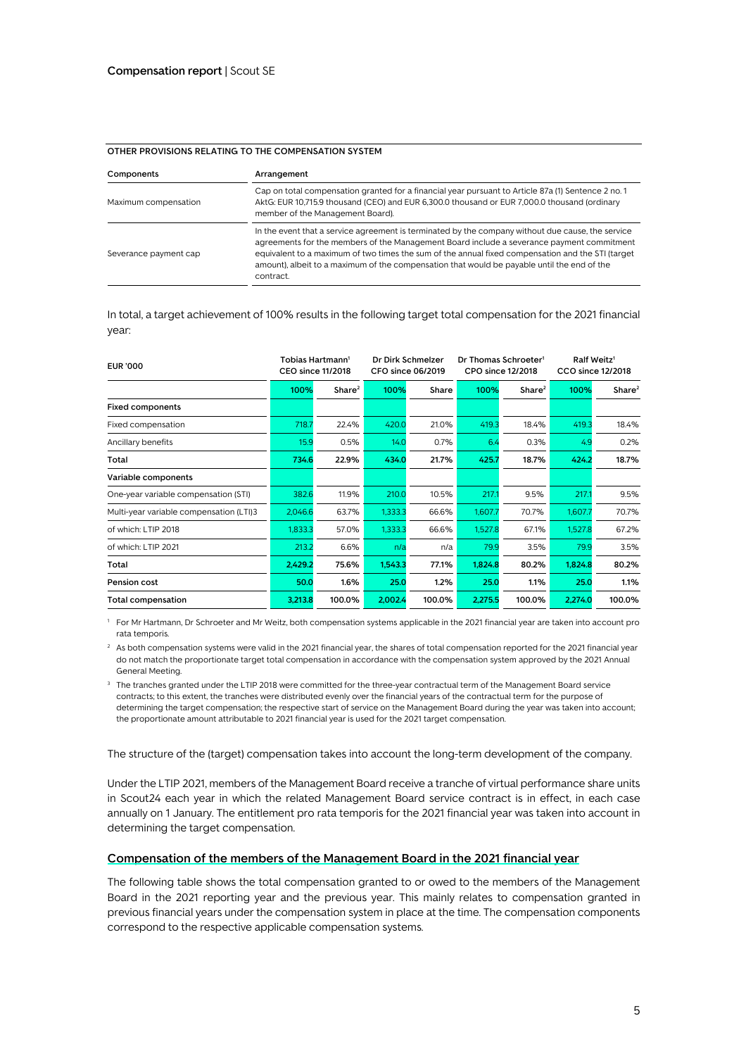**OTHER PROVISIONS RELATING TO THE COMPENSATION SYSTEM**

| Components | Arrangement |
|---|---|
| Maximum compensation | Cap on total compensation granted for a financial year pursuant to Article 87a (1) Sentence 2 no. 1 AktG: EUR 10,715.9 thousand (CEO) and EUR 6,300.0 thousand or EUR 7,000.0 thousand (ordinary member of the Management Board). |
| Severance payment cap | In the event that a service agreement is terminated by the company without due cause, the service agreements for the members of the Management Board include a severance payment commitment equivalent to a maximum of two times the sum of the annual fixed compensation and the STI (target amount), albeit to a maximum of the compensation that would be payable until the end of the contract. |

In total, a target achievement of 100% results in the following target total compensation for the 2021 financial year:

| EUR '000 | Tobias Hartmann[1] CEO since 11/2018 | | Dr Dirk Schmelzer CFO since 06/2019 | | Dr Thomas Schroeter[1] CPO since 12/2018 | | Ralf Weitz[1] CCO since 12/2018 | |
|---|---|---|---|---|---|---|---|---|
| | 100% | Share[2] | 100% | Share | 100% | Share[2] | 100% | Share[2] |
| **Fixed components** | | | | | | | | |
| Fixed compensation | 718.7 | 22.4% | 420.0 | 21.0% | 419.3 | 18.4% | 419.3 | 18.4% |
| Ancillary benefits | 15.9 | 0.5% | 14.0 | 0.7% | 6.4 | 0.3% | 4.9 | 0.2% |
| **Total** | **734.6** | **22.9%** | **434.0** | **21.7%** | **425.7** | **18.7%** | **424.2** | **18.7%** |
| **Variable components** | | | | | | | | |
| One-year variable compensation (STI) | 382.6 | 11.9% | 210.0 | 10.5% | 217.1 | 9.5% | 217.1 | 9.5% |
| Multi-year variable compensation (LTI)3 | 2,046.6 | 63.7% | 1,333.3 | 66.6% | 1,607.7 | 70.7% | 1,607.7 | 70.7% |
| of which: LTIP 2018 | 1,833.3 | 57.0% | 1,333.3 | 66.6% | 1,527.8 | 67.1% | 1,527.8 | 67.2% |
| of which: LTIP 2021 | 213.2 | 6.6% | n/a | n/a | 79.9 | 3.5% | 79.9 | 3.5% |
| **Total** | **2,429.2** | **75.6%** | **1,543.3** | **77.1%** | **1,824.8** | **80.2%** | **1,824.8** | **80.2%** |
| **Pension cost** | **50.0** | **1.6%** | **25.0** | **1.2%** | **25.0** | **1.1%** | **25.0** | **1.1%** |
| **Total compensation** | **3,213.8** | **100.0%** | **2,002.4** | **100.0%** | **2,275.5** | **100.0%** | **2,274.0** | **100.0%** |

[1] For Mr Hartmann, Dr Schroeter and Mr Weitz, both compensation systems applicable in the 2021 financial year are taken into account pro rata temporis.

[2] As both compensation systems were valid in the 2021 financial year, the shares of total compensation reported for the 2021 financial year do not match the proportionate target total compensation in accordance with the compensation system approved by the 2021 Annual General Meeting.

[3] The tranches granted under the LTIP 2018 were committed for the three-year contractual term of the Management Board service contracts; to this extent, the tranches were distributed evenly over the financial years of the contractual term for the purpose of determining the target compensation; the respective start of service on the Management Board during the year was taken into account; the proportionate amount attributable to 2021 financial year is used for the 2021 target compensation.

The structure of the (target) compensation takes into account the long-term development of the company.

Under the LTIP 2021, members of the Management Board receive a tranche of virtual performance share units in Scout24 each year in which the related Management Board service contract is in effect, in each case annually on 1 January. The entitlement pro rata temporis for the 2021 financial year was taken into account in determining the target compensation.

## Compensation of the members of the Management Board in the 2021 financial year

The following table shows the total compensation granted to or owed to the members of the Management Board in the 2021 reporting year and the previous year. This mainly relates to compensation granted in previous financial years under the compensation system in place at the time. The compensation components correspond to the respective applicable compensation systems.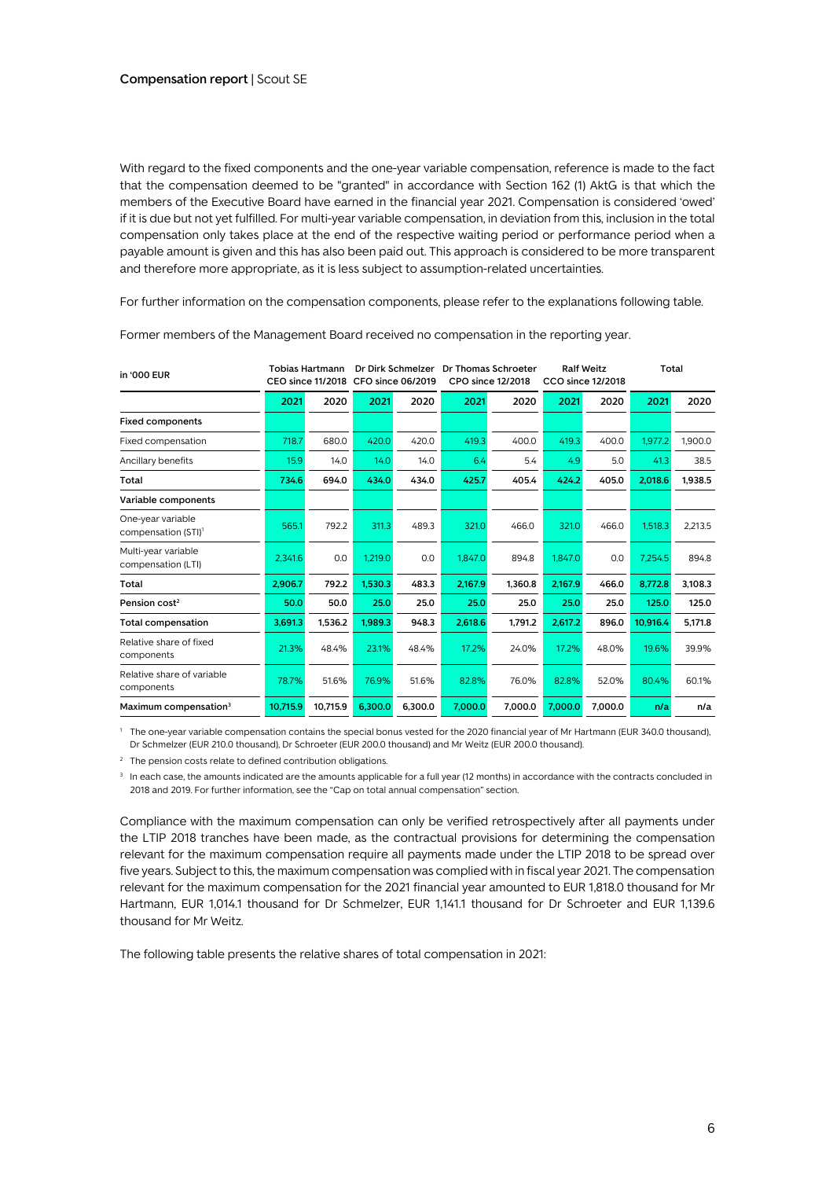With regard to the fixed components and the one-year variable compensation, reference is made to the fact that the compensation deemed to be "granted" in accordance with Section 162 (1) AktG is that which the members of the Executive Board have earned in the financial year 2021. Compensation is considered 'owed' if it is due but not yet fulfilled. For multi-year variable compensation, in deviation from this, inclusion in the total compensation only takes place at the end of the respective waiting period or performance period when a payable amount is given and this has also been paid out. This approach is considered to be more transparent and therefore more appropriate, as it is less subject to assumption-related uncertainties.

For further information on the compensation components, please refer to the explanations following table.

Former members of the Management Board received no compensation in the reporting year.

| in '000 EUR | Tobias Hartmann CEO since 11/2018 | | Dr Dirk Schmelzer CFO since 06/2019 | | Dr Thomas Schroeter CPO since 12/2018 | | Ralf Weitz CCO since 12/2018 | | Total | |
|---|---|---|---|---|---|---|---|---|---|---|
| | 2021 | 2020 | 2021 | 2020 | 2021 | 2020 | 2021 | 2020 | 2021 | 2020 |
| **Fixed components** | | | | | | | | | | |
| Fixed compensation | 718.7 | 680.0 | 420.0 | 420.0 | 419.3 | 400.0 | 419.3 | 400.0 | 1,977.2 | 1,900.0 |
| Ancillary benefits | 15.9 | 14.0 | 14.0 | 14.0 | 6.4 | 5.4 | 4.9 | 5.0 | 41.3 | 38.5 |
| **Total** | **734.6** | **694.0** | **434.0** | **434.0** | **425.7** | **405.4** | **424.2** | **405.0** | **2,018.6** | **1,938.5** |
| **Variable components** | | | | | | | | | | |
| One-year variable compensation (STI)[1] | 565.1 | 792.2 | 311.3 | 489.3 | 321.0 | 466.0 | 321.0 | 466.0 | 1,518.3 | 2,213.5 |
| Multi-year variable compensation (LTI) | 2,341.6 | 0.0 | 1,219.0 | 0.0 | 1,847.0 | 894.8 | 1,847.0 | 0.0 | 7,254.5 | 894.8 |
| **Total** | **2,906.7** | **792.2** | **1,530.3** | **483.3** | **2,167.9** | **1,360.8** | **2,167.9** | **466.0** | **8,772.8** | **3,108.3** |
| **Pension cost[2]** | **50.0** | **50.0** | **25.0** | **25.0** | **25.0** | **25.0** | **25.0** | **25.0** | **125.0** | **125.0** |
| **Total compensation** | **3,691.3** | **1,536.2** | **1,989.3** | **948.3** | **2,618.6** | **1,791.2** | **2,617.2** | **896.0** | **10,916.4** | **5,171.8** |
| Relative share of fixed components | 21.3% | 48.4% | 23.1% | 48.4% | 17.2% | 24.0% | 17.2% | 48.0% | 19.6% | 39.9% |
| Relative share of variable components | 78.7% | 51.6% | 76.9% | 51.6% | 82.8% | 76.0% | 82.8% | 52.0% | 80.4% | 60.1% |
| **Maximum compensation[3]** | **10,715.9** | **10,715.9** | **6,300.0** | **6,300.0** | **7,000.0** | **7,000.0** | **7,000.0** | **7,000.0** | **n/a** | **n/a** |

[1] The one-year variable compensation contains the special bonus vested for the 2020 financial year of Mr Hartmann (EUR 340.0 thousand), Dr Schmelzer (EUR 210.0 thousand), Dr Schroeter (EUR 200.0 thousand) and Mr Weitz (EUR 200.0 thousand).

[2] The pension costs relate to defined contribution obligations.

[3] In each case, the amounts indicated are the amounts applicable for a full year (12 months) in accordance with the contracts concluded in 2018 and 2019. For further information, see the "Cap on total annual compensation" section.

Compliance with the maximum compensation can only be verified retrospectively after all payments under the LTIP 2018 tranches have been made, as the contractual provisions for determining the compensation relevant for the maximum compensation require all payments made under the LTIP 2018 to be spread over five years. Subject to this, the maximum compensation was complied with in fiscal year 2021. The compensation relevant for the maximum compensation for the 2021 financial year amounted to EUR 1,818.0 thousand for Mr Hartmann, EUR 1,014.1 thousand for Dr Schmelzer, EUR 1,141.1 thousand for Dr Schroeter and EUR 1,139.6 thousand for Mr Weitz.

The following table presents the relative shares of total compensation in 2021: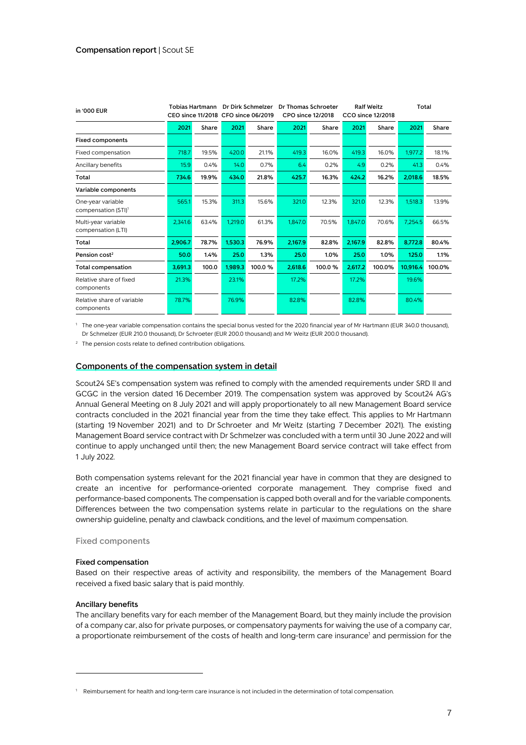| in '000 EUR | Tobias Hartmann CEO since 11/2018 | | Dr Dirk Schmelzer CFO since 06/2019 | | Dr Thomas Schroeter CPO since 12/2018 | | Ralf Weitz CCO since 12/2018 | | Total | |
|---|---|---|---|---|---|---|---|---|---|---|
| | 2021 | Share | 2021 | Share | 2021 | Share | 2021 | Share | 2021 | Share |
| **Fixed components** | | | | | | | | | | |
| Fixed compensation | 718.7 | 19.5% | 420.0 | 21.1% | 419.3 | 16.0% | 419.3 | 16.0% | 1,977.2 | 18.1% |
| Ancillary benefits | 15.9 | 0.4% | 14.0 | 0.7% | 6.4 | 0.2% | 4.9 | 0.2% | 41.3 | 0.4% |
| **Total** | **734.6** | **19.9%** | **434.0** | **21.8%** | **425.7** | **16.3%** | **424.2** | **16.2%** | **2,018.6** | **18.5%** |
| **Variable components** | | | | | | | | | | |
| One-year variable compensation (STI)[1] | 565.1 | 15.3% | 311.3 | 15.6% | 321.0 | 12.3% | 321.0 | 12.3% | 1,518.3 | 13.9% |
| Multi-year variable compensation (LTI) | 2,341.6 | 63.4% | 1,219.0 | 61.3% | 1,847.0 | 70.5% | 1,847.0 | 70.6% | 7,254.5 | 66.5% |
| **Total** | **2,906.7** | **78.7%** | **1,530.3** | **76.9%** | **2,167.9** | **82.8%** | **2,167.9** | **82.8%** | **8,772.8** | **80.4%** |
| **Pension cost[2]** | **50.0** | **1.4%** | **25.0** | **1.3%** | **25.0** | **1.0%** | **25.0** | **1.0%** | **125.0** | **1.1%** |
| **Total compensation** | **3,691.3** | **100.0** | **1,989.3** | **100.0 %** | **2,618.6** | **100.0 %** | **2,617.2** | **100.0%** | **10,916.4** | **100.0%** |
| Relative share of fixed components | 21.3% | | 23.1% | | 17.2% | | 17.2% | | 19.6% | |
| Relative share of variable components | 78.7% | | 76.9% | | 82.8% | | 82.8% | | 80.4% | |

[1] The one-year variable compensation contains the special bonus vested for the 2020 financial year of Mr Hartmann (EUR 340.0 thousand), Dr Schmelzer (EUR 210.0 thousand), Dr Schroeter (EUR 200.0 thousand) and Mr Weitz (EUR 200.0 thousand).

[2] The pension costs relate to defined contribution obligations.

## Components of the compensation system in detail

Scout24 SE's compensation system was refined to comply with the amended requirements under SRD II and GCGC in the version dated 16 December 2019. The compensation system was approved by Scout24 AG's Annual General Meeting on 8 July 2021 and will apply proportionately to all new Management Board service contracts concluded in the 2021 financial year from the time they take effect. This applies to Mr Hartmann (starting 19 November 2021) and to Dr Schroeter and Mr Weitz (starting 7 December 2021). The existing Management Board service contract with Dr Schmelzer was concluded with a term until 30 June 2022 and will continue to apply unchanged until then; the new Management Board service contract will take effect from 1 July 2022.

Both compensation systems relevant for the 2021 financial year have in common that they are designed to create an incentive for performance-oriented corporate management. They comprise fixed and performance-based components. The compensation is capped both overall and for the variable components. Differences between the two compensation systems relate in particular to the regulations on the share ownership guideline, penalty and clawback conditions, and the level of maximum compensation.

### Fixed components

#### Fixed compensation

Based on their respective areas of activity and responsibility, the members of the Management Board received a fixed basic salary that is paid monthly.

#### Ancillary benefits

The ancillary benefits vary for each member of the Management Board, but they mainly include the provision of a company car, also for private purposes, or compensatory payments for waiving the use of a company car, a proportionate reimbursement of the costs of health and long-term care insurance[1] and permission for the

[1] Reimbursement for health and long-term care insurance is not included in the determination of total compensation.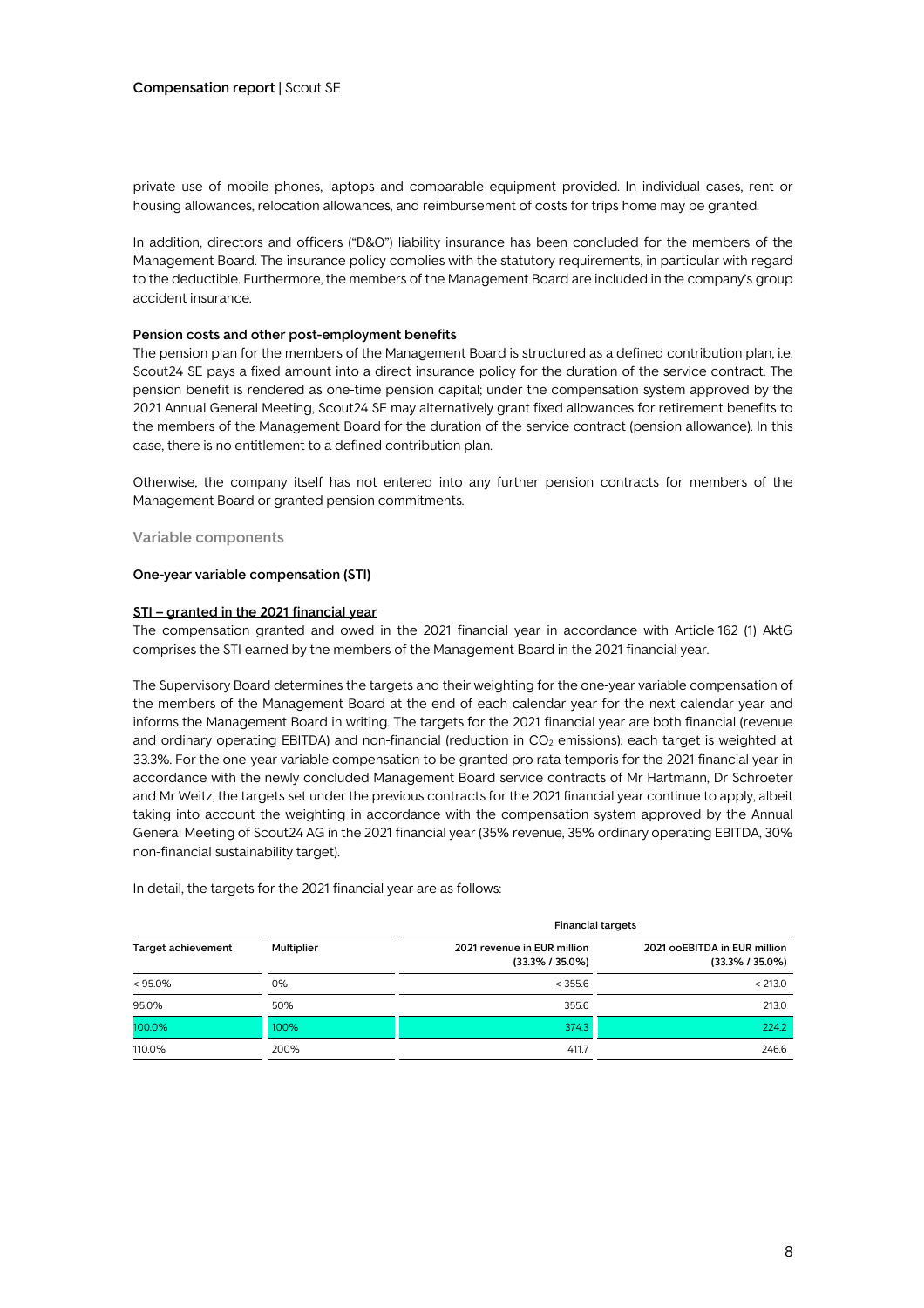private use of mobile phones, laptops and comparable equipment provided. In individual cases, rent or housing allowances, relocation allowances, and reimbursement of costs for trips home may be granted.

In addition, directors and officers ("D&O") liability insurance has been concluded for the members of the Management Board. The insurance policy complies with the statutory requirements, in particular with regard to the deductible. Furthermore, the members of the Management Board are included in the company's group accident insurance.

#### Pension costs and other post-employment benefits

The pension plan for the members of the Management Board is structured as a defined contribution plan, i.e. Scout24 SE pays a fixed amount into a direct insurance policy for the duration of the service contract. The pension benefit is rendered as one-time pension capital; under the compensation system approved by the 2021 Annual General Meeting, Scout24 SE may alternatively grant fixed allowances for retirement benefits to the members of the Management Board for the duration of the service contract (pension allowance). In this case, there is no entitlement to a defined contribution plan.

Otherwise, the company itself has not entered into any further pension contracts for members of the Management Board or granted pension commitments.

### Variable components

#### One-year variable compensation (STI)

**STI – granted in the 2021 financial year**

The compensation granted and owed in the 2021 financial year in accordance with Article 162 (1) AktG comprises the STI earned by the members of the Management Board in the 2021 financial year.

The Supervisory Board determines the targets and their weighting for the one-year variable compensation of the members of the Management Board at the end of each calendar year for the next calendar year and informs the Management Board in writing. The targets for the 2021 financial year are both financial (revenue and ordinary operating EBITDA) and non-financial (reduction in $CO_2$ emissions); each target is weighted at 33.3%. For the one-year variable compensation to be granted pro rata temporis for the 2021 financial year in accordance with the newly concluded Management Board service contracts of Mr Hartmann, Dr Schroeter and Mr Weitz, the targets set under the previous contracts for the 2021 financial year continue to apply, albeit taking into account the weighting in accordance with the compensation system approved by the Annual General Meeting of Scout24 AG in the 2021 financial year (35% revenue, 35% ordinary operating EBITDA, 30% non-financial sustainability target).

In detail, the targets for the 2021 financial year are as follows:

| Target achievement | Multiplier | Financial targets | |
|---|---|---|---|
| | | 2021 revenue in EUR million (33.3% / 35.0%) | 2021 ooEBITDA in EUR million (33.3% / 35.0%) |
| < 95.0% | 0% | < 355.6 | < 213.0 |
| 95.0% | 50% | 355.6 | 213.0 |
| 100.0% | 100% | 374.3 | 224.2 |
| 110.0% | 200% | 411.7 | 246.6 |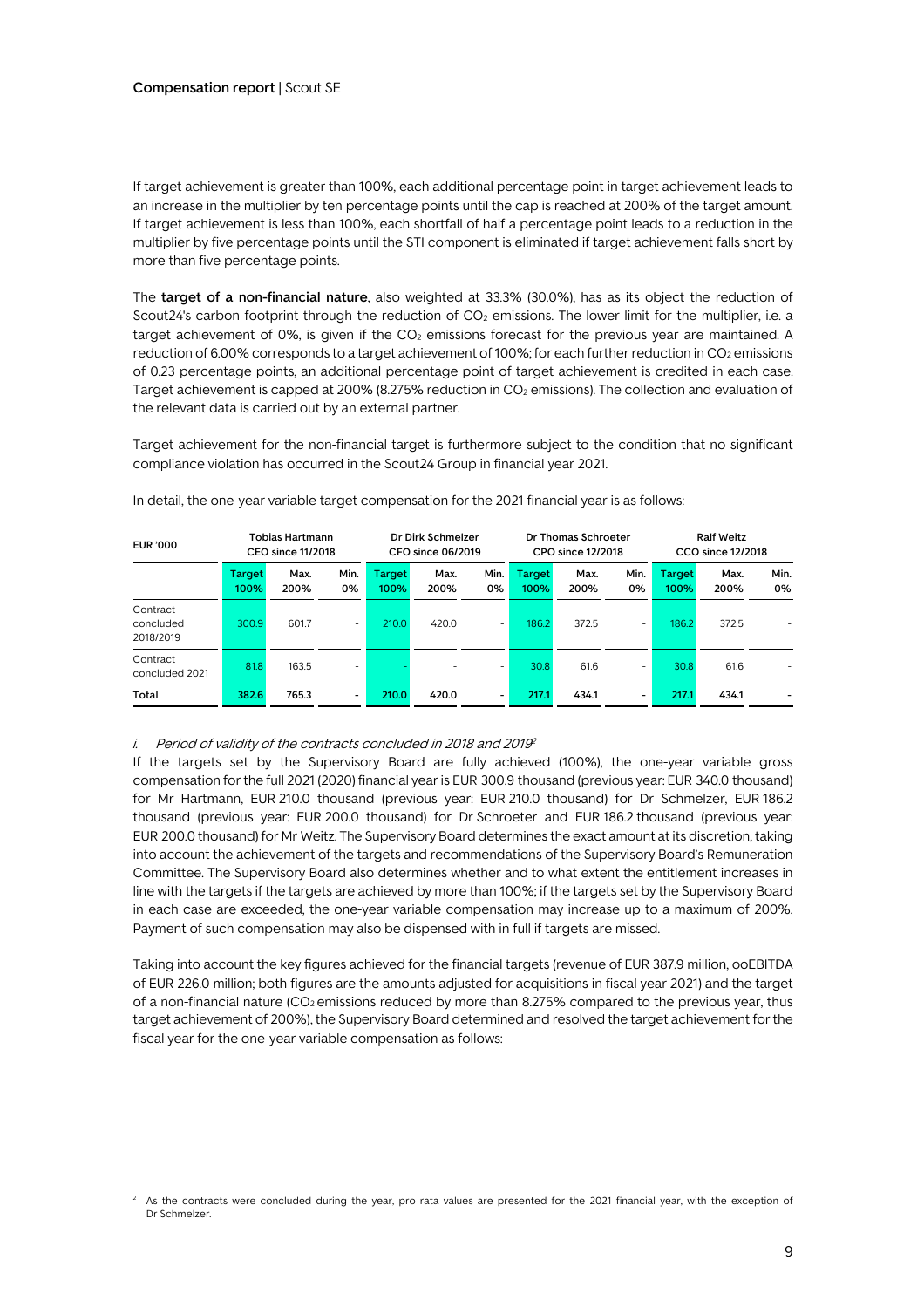If target achievement is greater than 100%, each additional percentage point in target achievement leads to an increase in the multiplier by ten percentage points until the cap is reached at 200% of the target amount. If target achievement is less than 100%, each shortfall of half a percentage point leads to a reduction in the multiplier by five percentage points until the STI component is eliminated if target achievement falls short by more than five percentage points.

The **target of a non-financial nature**, also weighted at 33.3% (30.0%), has as its object the reduction of Scout24's carbon footprint through the reduction of $CO_2$ emissions. The lower limit for the multiplier, i.e. a target achievement of 0%, is given if the $CO_2$ emissions forecast for the previous year are maintained. A reduction of 6.00% corresponds to a target achievement of 100%; for each further reduction in $CO_2$ emissions of 0.23 percentage points, an additional percentage point of target achievement is credited in each case. Target achievement is capped at 200% (8.275% reduction in $CO_2$ emissions). The collection and evaluation of the relevant data is carried out by an external partner.

Target achievement for the non-financial target is furthermore subject to the condition that no significant compliance violation has occurred in the Scout24 Group in financial year 2021.

In detail, the one-year variable target compensation for the 2021 financial year is as follows:

| EUR '000 | Tobias Hartmann CEO since 11/2018 | | | Dr Dirk Schmelzer CFO since 06/2019 | | | Dr Thomas Schroeter CPO since 12/2018 | | | Ralf Weitz CCO since 12/2018 | | |
|---|---|---|---|---|---|---|---|---|---|---|---|---|
| | **Target 100%** | Max. 200% | Min. 0% | **Target 100%** | Max. 200% | Min. 0% | **Target 100%** | Max. 200% | Min. 0% | **Target 100%** | Max. 200% | Min. 0% |
| Contract concluded 2018/2019 | 300.9 | 601.7 | - | 210.0 | 420.0 | - | 186.2 | 372.5 | - | 186.2 | 372.5 | - |
| Contract concluded 2021 | 81.8 | 163.5 | - | - | - | - | 30.8 | 61.6 | - | 30.8 | 61.6 | - |
| **Total** | **382.6** | **765.3** | **-** | **210.0** | **420.0** | **-** | **217.1** | **434.1** | **-** | **217.1** | **434.1** | **-** |

*i. Period of validity of the contracts concluded in 2018 and 2019*[2]

If the targets set by the Supervisory Board are fully achieved (100%), the one-year variable gross compensation for the full 2021 (2020) financial year is EUR 300.9 thousand (previous year: EUR 340.0 thousand) for Mr Hartmann, EUR 210.0 thousand (previous year: EUR 210.0 thousand) for Dr Schmelzer, EUR 186.2 thousand (previous year: EUR 200.0 thousand) for Dr Schroeter and EUR 186.2 thousand (previous year: EUR 200.0 thousand) for Mr Weitz. The Supervisory Board determines the exact amount at its discretion, taking into account the achievement of the targets and recommendations of the Supervisory Board's Remuneration Committee. The Supervisory Board also determines whether and to what extent the entitlement increases in line with the targets if the targets are achieved by more than 100%; if the targets set by the Supervisory Board in each case are exceeded, the one-year variable compensation may increase up to a maximum of 200%. Payment of such compensation may also be dispensed with in full if targets are missed.

Taking into account the key figures achieved for the financial targets (revenue of EUR 387.9 million, ooEBITDA of EUR 226.0 million; both figures are the amounts adjusted for acquisitions in fiscal year 2021) and the target of a non-financial nature ($CO_2$ emissions reduced by more than 8.275% compared to the previous year, thus target achievement of 200%), the Supervisory Board determined and resolved the target achievement for the fiscal year for the one-year variable compensation as follows:

[2] As the contracts were concluded during the year, pro rata values are presented for the 2021 financial year, with the exception of Dr Schmelzer.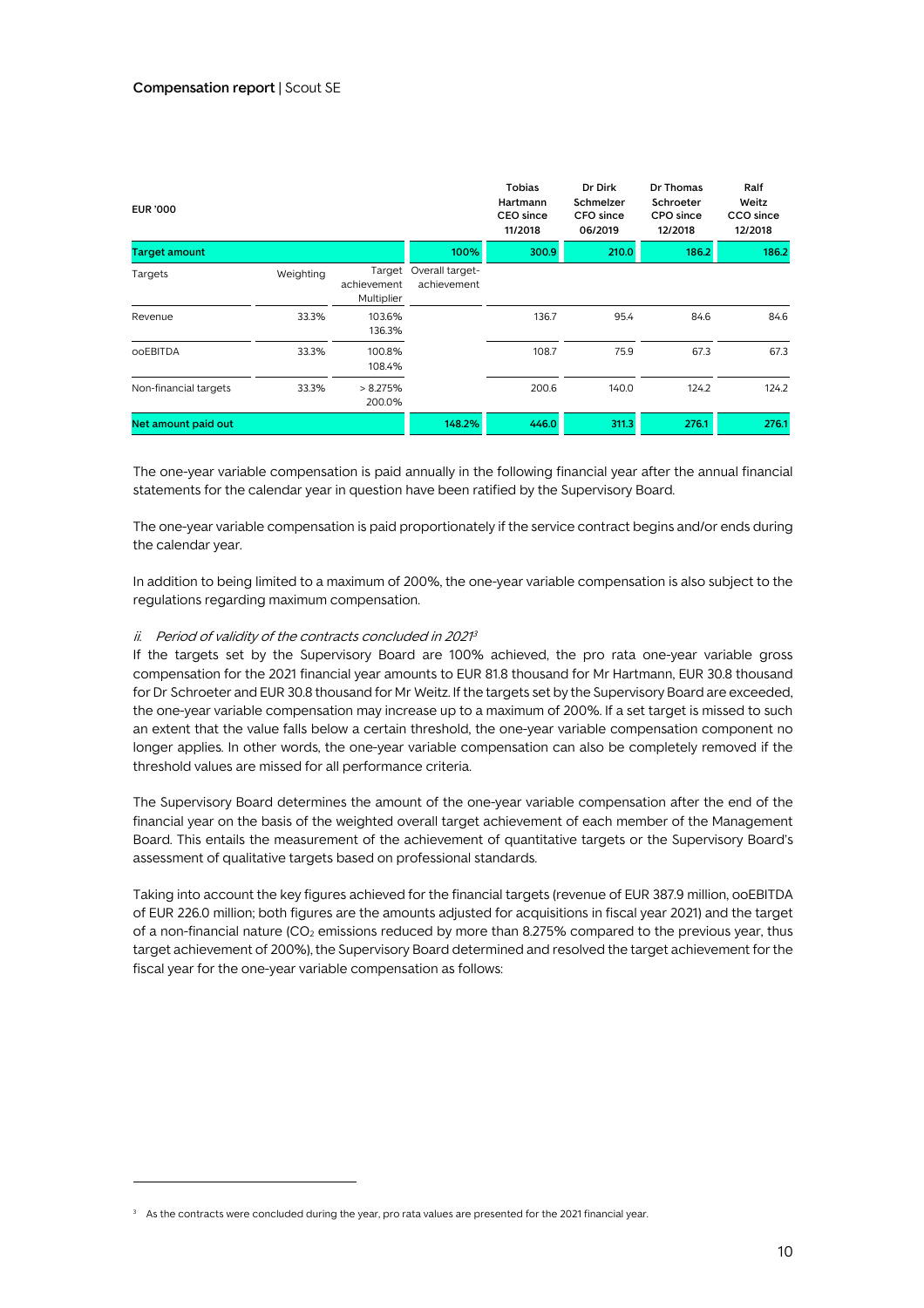| EUR '000 | | | | Tobias Hartmann CEO since 11/2018 | Dr Dirk Schmelzer CFO since 06/2019 | Dr Thomas Schroeter CPO since 12/2018 | Ralf Weitz CCO since 12/2018 |
|---|---|---|---|---|---|---|---|
| **Target amount** | | | **100%** | **300.9** | **210.0** | **186.2** | **186.2** |
| Targets | Weighting | Target achievement Multiplier | Overall target-achievement | | | | |
| Revenue | 33.3% | 103.6% 136.3% | | 136.7 | 95.4 | 84.6 | 84.6 |
| ooEBITDA | 33.3% | 100.8% 108.4% | | 108.7 | 75.9 | 67.3 | 67.3 |
| Non-financial targets | 33.3% | > 8.275% 200.0% | | 200.6 | 140.0 | 124.2 | 124.2 |
| **Net amount paid out** | | | **148.2%** | **446.0** | **311.3** | **276.1** | **276.1** |

The one-year variable compensation is paid annually in the following financial year after the annual financial statements for the calendar year in question have been ratified by the Supervisory Board.

The one-year variable compensation is paid proportionately if the service contract begins and/or ends during the calendar year.

In addition to being limited to a maximum of 200%, the one-year variable compensation is also subject to the regulations regarding maximum compensation.

*ii. Period of validity of the contracts concluded in 2021*[3]

If the targets set by the Supervisory Board are 100% achieved, the pro rata one-year variable gross compensation for the 2021 financial year amounts to EUR 81.8 thousand for Mr Hartmann, EUR 30.8 thousand for Dr Schroeter and EUR 30.8 thousand for Mr Weitz. If the targets set by the Supervisory Board are exceeded, the one-year variable compensation may increase up to a maximum of 200%. If a set target is missed to such an extent that the value falls below a certain threshold, the one-year variable compensation component no longer applies. In other words, the one-year variable compensation can also be completely removed if the threshold values are missed for all performance criteria.

The Supervisory Board determines the amount of the one-year variable compensation after the end of the financial year on the basis of the weighted overall target achievement of each member of the Management Board. This entails the measurement of the achievement of quantitative targets or the Supervisory Board's assessment of qualitative targets based on professional standards.

Taking into account the key figures achieved for the financial targets (revenue of EUR 387.9 million, ooEBITDA of EUR 226.0 million; both figures are the amounts adjusted for acquisitions in fiscal year 2021) and the target of a non-financial nature ($CO_2$ emissions reduced by more than 8.275% compared to the previous year, thus target achievement of 200%), the Supervisory Board determined and resolved the target achievement for the fiscal year for the one-year variable compensation as follows:

[3] As the contracts were concluded during the year, pro rata values are presented for the 2021 financial year.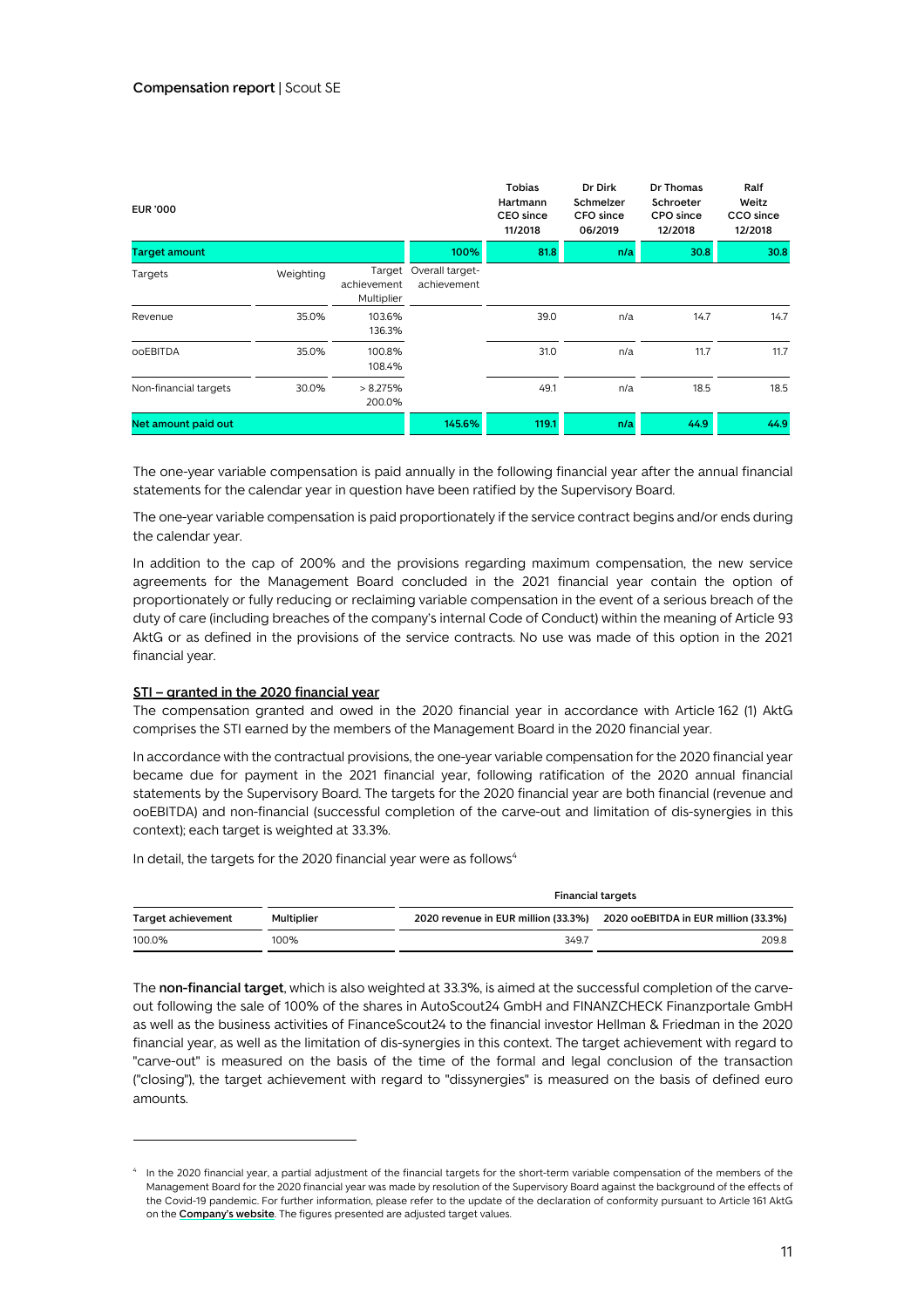| EUR '000 | | | | Tobias Hartmann CEO since 11/2018 | Dr Dirk Schmelzer CFO since 06/2019 | Dr Thomas Schroeter CPO since 12/2018 | Ralf Weitz CCO since 12/2018 |
|---|---|---|---|---|---|---|---|
| **Target amount** | | | **100%** | **81.8** | **n/a** | **30.8** | **30.8** |
| Targets | Weighting | Target achievement Multiplier | Overall target-achievement | | | | |
| Revenue | 35.0% | 103.6% 136.3% | | 39.0 | n/a | 14.7 | 14.7 |
| ooEBITDA | 35.0% | 100.8% 108.4% | | 31.0 | n/a | 11.7 | 11.7 |
| Non-financial targets | 30.0% | > 8.275% 200.0% | | 49.1 | n/a | 18.5 | 18.5 |
| **Net amount paid out** | | | **145.6%** | **119.1** | **n/a** | **44.9** | **44.9** |

The one-year variable compensation is paid annually in the following financial year after the annual financial statements for the calendar year in question have been ratified by the Supervisory Board.

The one-year variable compensation is paid proportionately if the service contract begins and/or ends during the calendar year.

In addition to the cap of 200% and the provisions regarding maximum compensation, the new service agreements for the Management Board concluded in the 2021 financial year contain the option of proportionately or fully reducing or reclaiming variable compensation in the event of a serious breach of the duty of care (including breaches of the company's internal Code of Conduct) within the meaning of Article 93 AktG or as defined in the provisions of the service contracts. No use was made of this option in the 2021 financial year.

**STI – granted in the 2020 financial year**

The compensation granted and owed in the 2020 financial year in accordance with Article 162 (1) AktG comprises the STI earned by the members of the Management Board in the 2020 financial year.

In accordance with the contractual provisions, the one-year variable compensation for the 2020 financial year became due for payment in the 2021 financial year, following ratification of the 2020 annual financial statements by the Supervisory Board. The targets for the 2020 financial year are both financial (revenue and ooEBITDA) and non-financial (successful completion of the carve-out and limitation of dis-synergies in this context); each target is weighted at 33.3%.

In detail, the targets for the 2020 financial year were as follows[4]

| | | Financial targets | |
|---|---|---|---|
| **Target achievement** | **Multiplier** | **2020 revenue in EUR million (33.3%)** | **2020 ooEBITDA in EUR million (33.3%)** |
| 100.0% | 100% | 349.7 | 209.8 |

The **non-financial target**, which is also weighted at 33.3%, is aimed at the successful completion of the carve-out following the sale of 100% of the shares in AutoScout24 GmbH and FINANZCHECK Finanzportale GmbH as well as the business activities of FinanceScout24 to the financial investor Hellman & Friedman in the 2020 financial year, as well as the limitation of dis-synergies in this context. The target achievement with regard to "carve-out" is measured on the basis of the time of the formal and legal conclusion of the transaction ("closing"), the target achievement with regard to "dissynergies" is measured on the basis of defined euro amounts.

[4] In the 2020 financial year, a partial adjustment of the financial targets for the short-term variable compensation of the members of the Management Board for the 2020 financial year was made by resolution of the Supervisory Board against the background of the effects of the Covid-19 pandemic. For further information, please refer to the update of the declaration of conformity pursuant to Article 161 AktG on the **Company's website**. The figures presented are adjusted target values.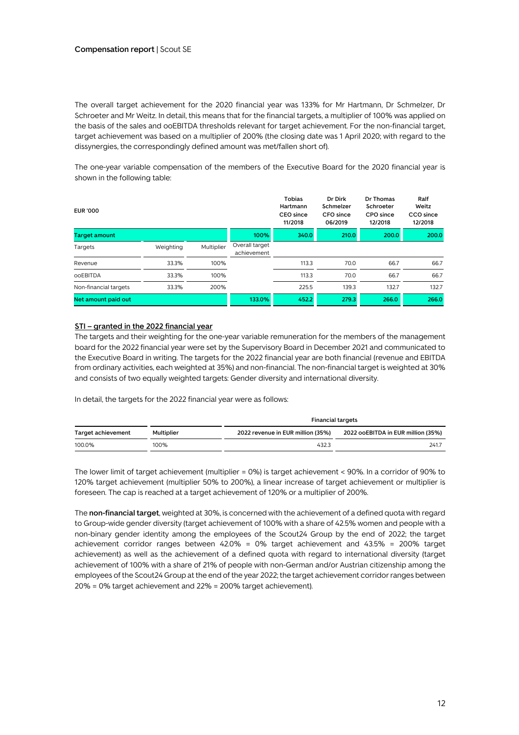The overall target achievement for the 2020 financial year was 133% for Mr Hartmann, Dr Schmelzer, Dr Schroeter and Mr Weitz. In detail, this means that for the financial targets, a multiplier of 100% was applied on the basis of the sales and ooEBITDA thresholds relevant for target achievement. For the non-financial target, target achievement was based on a multiplier of 200% (the closing date was 1 April 2020; with regard to the dissynergies, the correspondingly defined amount was met/fallen short of).

The one-year variable compensation of the members of the Executive Board for the 2020 financial year is shown in the following table:

| EUR '000 | | | | Tobias Hartmann CEO since 11/2018 | Dr Dirk Schmelzer CFO since 06/2019 | Dr Thomas Schroeter CPO since 12/2018 | Ralf Weitz CCO since 12/2018 |
|---|---|---|---|---|---|---|---|
| **Target amount** | | | **100%** | **340.0** | **210.0** | **200.0** | **200.0** |
| Targets | Weighting | Multiplier | Overall target achievement | | | | |
| Revenue | 33.3% | 100% | | 113.3 | 70.0 | 66.7 | 66.7 |
| ooEBITDA | 33.3% | 100% | | 113.3 | 70.0 | 66.7 | 66.7 |
| Non-financial targets | 33.3% | 200% | | 225.5 | 139.3 | 132.7 | 132.7 |
| **Net amount paid out** | | | **133.0%** | **452.2** | **279.3** | **266.0** | **266.0** |

### STI – granted in the 2022 financial year

The targets and their weighting for the one-year variable remuneration for the members of the management board for the 2022 financial year were set by the Supervisory Board in December 2021 and communicated to the Executive Board in writing. The targets for the 2022 financial year are both financial (revenue and EBITDA from ordinary activities, each weighted at 35%) and non-financial. The non-financial target is weighted at 30% and consists of two equally weighted targets: Gender diversity and international diversity.

In detail, the targets for the 2022 financial year were as follows:

| | | Financial targets | |
|---|---|---|---|
| Target achievement | Multiplier | 2022 revenue in EUR million (35%) | 2022 ooEBITDA in EUR million (35%) |
| 100.0% | 100% | 432.3 | 241.7 |

The lower limit of target achievement (multiplier = 0%) is target achievement < 90%. In a corridor of 90% to 120% target achievement (multiplier 50% to 200%), a linear increase of target achievement or multiplier is foreseen. The cap is reached at a target achievement of 120% or a multiplier of 200%.

The **non-financial target**, weighted at 30%, is concerned with the achievement of a defined quota with regard to Group-wide gender diversity (target achievement of 100% with a share of 42.5% women and people with a non-binary gender identity among the employees of the Scout24 Group by the end of 2022; the target achievement corridor ranges between 42.0% = 0% target achievement and 43.5% = 200% target achievement) as well as the achievement of a defined quota with regard to international diversity (target achievement of 100% with a share of 21% of people with non-German and/or Austrian citizenship among the employees of the Scout24 Group at the end of the year 2022; the target achievement corridor ranges between 20% = 0% target achievement and 22% = 200% target achievement).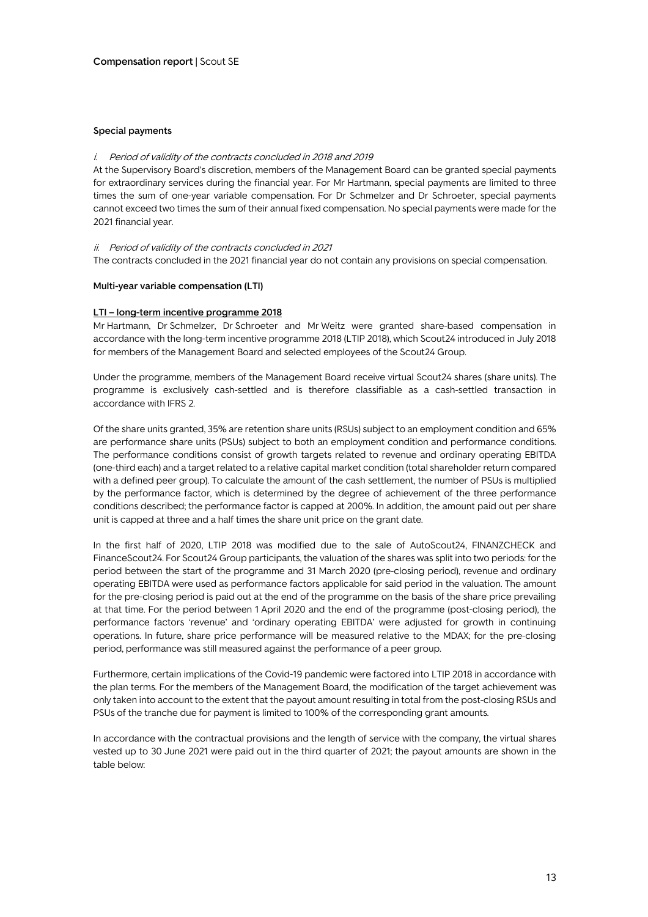### Special payments

*i. Period of validity of the contracts concluded in 2018 and 2019*

At the Supervisory Board's discretion, members of the Management Board can be granted special payments for extraordinary services during the financial year. For Mr Hartmann, special payments are limited to three times the sum of one-year variable compensation. For Dr Schmelzer and Dr Schroeter, special payments cannot exceed two times the sum of their annual fixed compensation. No special payments were made for the 2021 financial year.

*ii. Period of validity of the contracts concluded in 2021*

The contracts concluded in the 2021 financial year do not contain any provisions on special compensation.

### Multi-year variable compensation (LTI)

#### LTI – long-term incentive programme 2018

Mr Hartmann, Dr Schmelzer, Dr Schroeter and Mr Weitz were granted share-based compensation in accordance with the long-term incentive programme 2018 (LTIP 2018), which Scout24 introduced in July 2018 for members of the Management Board and selected employees of the Scout24 Group.

Under the programme, members of the Management Board receive virtual Scout24 shares (share units). The programme is exclusively cash-settled and is therefore classifiable as a cash-settled transaction in accordance with IFRS 2.

Of the share units granted, 35% are retention share units (RSUs) subject to an employment condition and 65% are performance share units (PSUs) subject to both an employment condition and performance conditions. The performance conditions consist of growth targets related to revenue and ordinary operating EBITDA (one-third each) and a target related to a relative capital market condition (total shareholder return compared with a defined peer group). To calculate the amount of the cash settlement, the number of PSUs is multiplied by the performance factor, which is determined by the degree of achievement of the three performance conditions described; the performance factor is capped at 200%. In addition, the amount paid out per share unit is capped at three and a half times the share unit price on the grant date.

In the first half of 2020, LTIP 2018 was modified due to the sale of AutoScout24, FINANZCHECK and FinanceScout24. For Scout24 Group participants, the valuation of the shares was split into two periods: for the period between the start of the programme and 31 March 2020 (pre-closing period), revenue and ordinary operating EBITDA were used as performance factors applicable for said period in the valuation. The amount for the pre-closing period is paid out at the end of the programme on the basis of the share price prevailing at that time. For the period between 1 April 2020 and the end of the programme (post-closing period), the performance factors 'revenue' and 'ordinary operating EBITDA' were adjusted for growth in continuing operations. In future, share price performance will be measured relative to the MDAX; for the pre-closing period, performance was still measured against the performance of a peer group.

Furthermore, certain implications of the Covid-19 pandemic were factored into LTIP 2018 in accordance with the plan terms. For the members of the Management Board, the modification of the target achievement was only taken into account to the extent that the payout amount resulting in total from the post-closing RSUs and PSUs of the tranche due for payment is limited to 100% of the corresponding grant amounts.

In accordance with the contractual provisions and the length of service with the company, the virtual shares vested up to 30 June 2021 were paid out in the third quarter of 2021; the payout amounts are shown in the table below: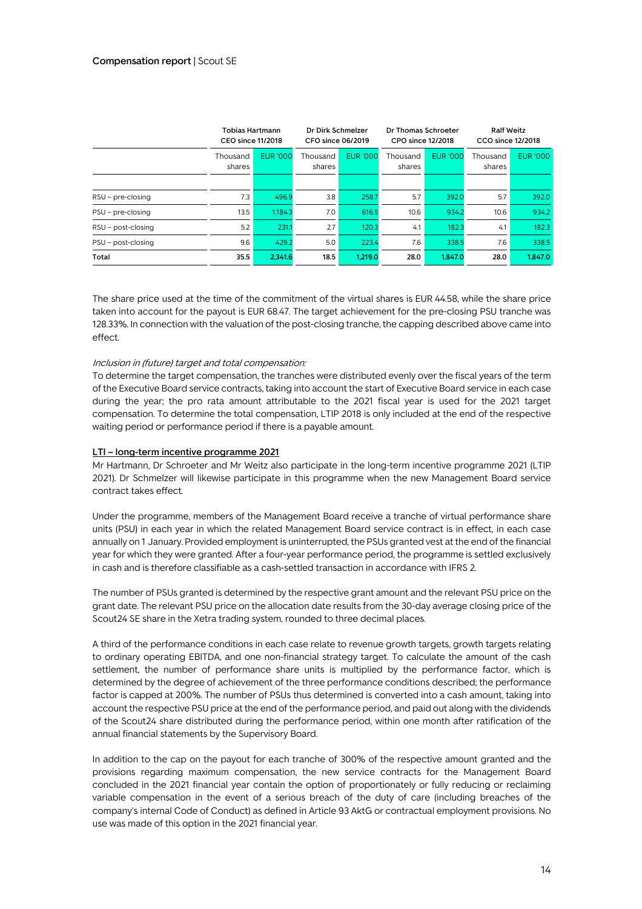| | Tobias Hartmann CEO since 11/2018 | | Dr Dirk Schmelzer CFO since 06/2019 | | Dr Thomas Schroeter CPO since 12/2018 | | Ralf Weitz CCO since 12/2018 | |
|---|---|---|---|---|---|---|---|---|
| | Thousand shares | EUR '000 | Thousand shares | EUR '000 | Thousand shares | EUR '000 | Thousand shares | EUR '000 |
| RSU – pre-closing | 7.3 | 496.9 | 3.8 | 258.7 | 5.7 | 392.0 | 5.7 | 392.0 |
| PSU – pre-closing | 13.5 | 1,184.3 | 7.0 | 616.5 | 10.6 | 934.2 | 10.6 | 934.2 |
| RSU – post-closing | 5.2 | 231.1 | 2.7 | 120.3 | 4.1 | 182.3 | 4.1 | 182.3 |
| PSU – post-closing | 9.6 | 429.2 | 5.0 | 223.4 | 7.6 | 338.5 | 7.6 | 338.5 |
| **Total** | **35.5** | **2,341.6** | **18.5** | **1,219.0** | **28.0** | **1,847.0** | **28.0** | **1,847.0** |

The share price used at the time of the commitment of the virtual shares is EUR 44.58, while the share price taken into account for the payout is EUR 68.47. The target achievement for the pre-closing PSU tranche was 128.33%. In connection with the valuation of the post-closing tranche, the capping described above came into effect.

*Inclusion in (future) target and total compensation:*

To determine the target compensation, the tranches were distributed evenly over the fiscal years of the term of the Executive Board service contracts, taking into account the start of Executive Board service in each case during the year; the pro rata amount attributable to the 2021 fiscal year is used for the 2021 target compensation. To determine the total compensation, LTIP 2018 is only included at the end of the respective waiting period or performance period if there is a payable amount.

**LTI – long-term incentive programme 2021**

Mr Hartmann, Dr Schroeter and Mr Weitz also participate in the long-term incentive programme 2021 (LTIP 2021). Dr Schmelzer will likewise participate in this programme when the new Management Board service contract takes effect.

Under the programme, members of the Management Board receive a tranche of virtual performance share units (PSU) in each year in which the related Management Board service contract is in effect, in each case annually on 1 January. Provided employment is uninterrupted, the PSUs granted vest at the end of the financial year for which they were granted. After a four-year performance period, the programme is settled exclusively in cash and is therefore classifiable as a cash-settled transaction in accordance with IFRS 2.

The number of PSUs granted is determined by the respective grant amount and the relevant PSU price on the grant date. The relevant PSU price on the allocation date results from the 30-day average closing price of the Scout24 SE share in the Xetra trading system, rounded to three decimal places.

A third of the performance conditions in each case relate to revenue growth targets, growth targets relating to ordinary operating EBITDA, and one non-financial strategy target. To calculate the amount of the cash settlement, the number of performance share units is multiplied by the performance factor, which is determined by the degree of achievement of the three performance conditions described; the performance factor is capped at 200%. The number of PSUs thus determined is converted into a cash amount, taking into account the respective PSU price at the end of the performance period, and paid out along with the dividends of the Scout24 share distributed during the performance period, within one month after ratification of the annual financial statements by the Supervisory Board.

In addition to the cap on the payout for each tranche of 300% of the respective amount granted and the provisions regarding maximum compensation, the new service contracts for the Management Board concluded in the 2021 financial year contain the option of proportionately or fully reducing or reclaiming variable compensation in the event of a serious breach of the duty of care (including breaches of the company's internal Code of Conduct) as defined in Article 93 AktG or contractual employment provisions. No use was made of this option in the 2021 financial year.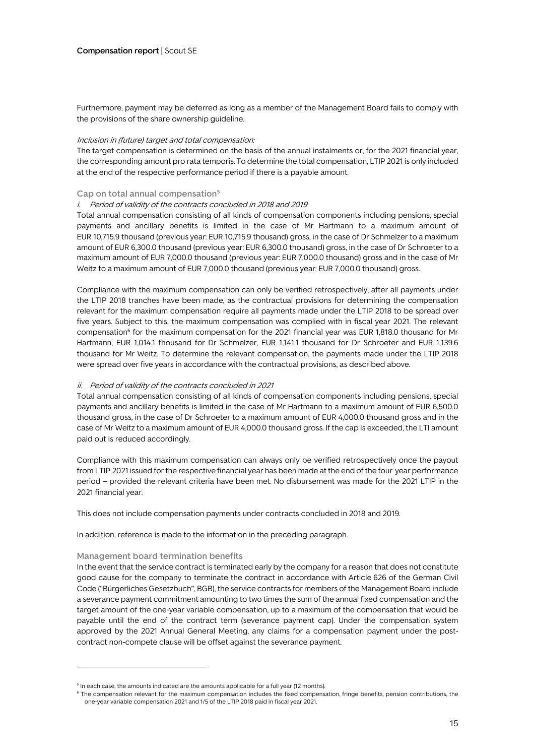Furthermore, payment may be deferred as long as a member of the Management Board fails to comply with the provisions of the share ownership guideline.

*Inclusion in (future) target and total compensation:*

The target compensation is determined on the basis of the annual instalments or, for the 2021 financial year, the corresponding amount pro rata temporis. To determine the total compensation, LTIP 2021 is only included at the end of the respective performance period if there is a payable amount.

### Cap on total annual compensation[5]

*i. Period of validity of the contracts concluded in 2018 and 2019*

Total annual compensation consisting of all kinds of compensation components including pensions, special payments and ancillary benefits is limited in the case of Mr Hartmann to a maximum amount of EUR 10,715.9 thousand (previous year: EUR 10,715.9 thousand) gross, in the case of Dr Schmelzer to a maximum amount of EUR 6,300.0 thousand (previous year: EUR 6,300.0 thousand) gross, in the case of Dr Schroeter to a maximum amount of EUR 7,000.0 thousand (previous year: EUR 7,000.0 thousand) gross and in the case of Mr Weitz to a maximum amount of EUR 7,000.0 thousand (previous year: EUR 7,000.0 thousand) gross.

Compliance with the maximum compensation can only be verified retrospectively, after all payments under the LTIP 2018 tranches have been made, as the contractual provisions for determining the compensation relevant for the maximum compensation require all payments made under the LTIP 2018 to be spread over five years. Subject to this, the maximum compensation was complied with in fiscal year 2021. The relevant compensation[6] for the maximum compensation for the 2021 financial year was EUR 1,818.0 thousand for Mr Hartmann, EUR 1,014.1 thousand for Dr Schmelzer, EUR 1,141.1 thousand for Dr Schroeter and EUR 1,139.6 thousand for Mr Weitz. To determine the relevant compensation, the payments made under the LTIP 2018 were spread over five years in accordance with the contractual provisions, as described above.

*ii. Period of validity of the contracts concluded in 2021*

Total annual compensation consisting of all kinds of compensation components including pensions, special payments and ancillary benefits is limited in the case of Mr Hartmann to a maximum amount of EUR 6,500.0 thousand gross, in the case of Dr Schroeter to a maximum amount of EUR 4,000.0 thousand gross and in the case of Mr Weitz to a maximum amount of EUR 4,000.0 thousand gross. If the cap is exceeded, the LTI amount paid out is reduced accordingly.

Compliance with this maximum compensation can always only be verified retrospectively once the payout from LTIP 2021 issued for the respective financial year has been made at the end of the four-year performance period – provided the relevant criteria have been met. No disbursement was made for the 2021 LTIP in the 2021 financial year.

This does not include compensation payments under contracts concluded in 2018 and 2019.

In addition, reference is made to the information in the preceding paragraph.

### Management board termination benefits

In the event that the service contract is terminated early by the company for a reason that does not constitute good cause for the company to terminate the contract in accordance with Article 626 of the German Civil Code ("Bürgerliches Gesetzbuch", BGB), the service contracts for members of the Management Board include a severance payment commitment amounting to two times the sum of the annual fixed compensation and the target amount of the one-year variable compensation, up to a maximum of the compensation that would be payable until the end of the contract term (severance payment cap). Under the compensation system approved by the 2021 Annual General Meeting, any claims for a compensation payment under the post-contract non-compete clause will be offset against the severance payment.

---

[5] In each case, the amounts indicated are the amounts applicable for a full year (12 months).

[6] The compensation relevant for the maximum compensation includes the fixed compensation, fringe benefits, pension contributions, the one-year variable compensation 2021 and 1/5 of the LTIP 2018 paid in fiscal year 2021.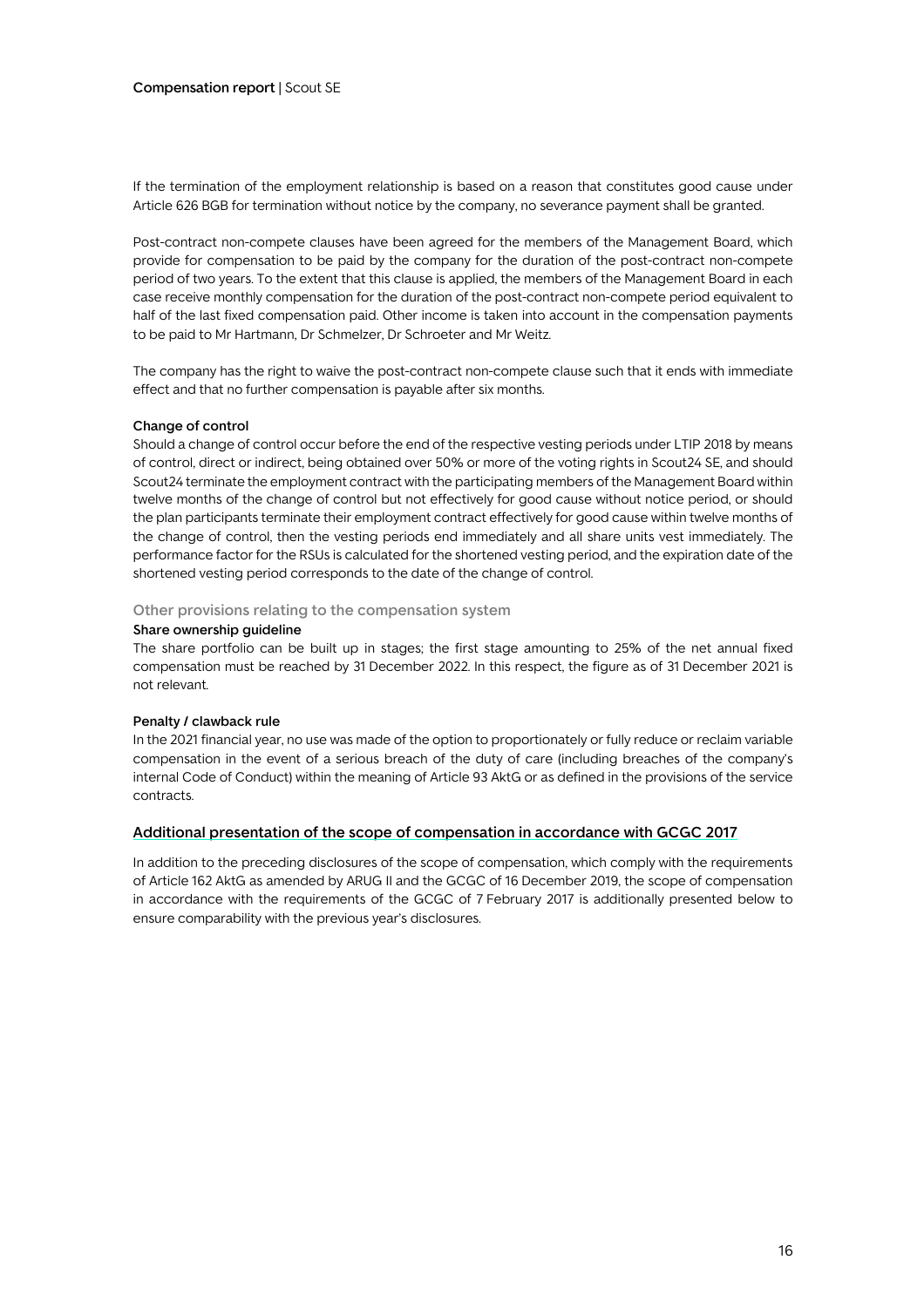If the termination of the employment relationship is based on a reason that constitutes good cause under Article 626 BGB for termination without notice by the company, no severance payment shall be granted.

Post-contract non-compete clauses have been agreed for the members of the Management Board, which provide for compensation to be paid by the company for the duration of the post-contract non-compete period of two years. To the extent that this clause is applied, the members of the Management Board in each case receive monthly compensation for the duration of the post-contract non-compete period equivalent to half of the last fixed compensation paid. Other income is taken into account in the compensation payments to be paid to Mr Hartmann, Dr Schmelzer, Dr Schroeter and Mr Weitz.

The company has the right to waive the post-contract non-compete clause such that it ends with immediate effect and that no further compensation is payable after six months.

#### Change of control

Should a change of control occur before the end of the respective vesting periods under LTIP 2018 by means of control, direct or indirect, being obtained over 50% or more of the voting rights in Scout24 SE, and should Scout24 terminate the employment contract with the participating members of the Management Board within twelve months of the change of control but not effectively for good cause without notice period, or should the plan participants terminate their employment contract effectively for good cause within twelve months of the change of control, then the vesting periods end immediately and all share units vest immediately. The performance factor for the RSUs is calculated for the shortened vesting period, and the expiration date of the shortened vesting period corresponds to the date of the change of control.

### Other provisions relating to the compensation system

#### Share ownership guideline

The share portfolio can be built up in stages; the first stage amounting to 25% of the net annual fixed compensation must be reached by 31 December 2022. In this respect, the figure as of 31 December 2021 is not relevant.

#### Penalty / clawback rule

In the 2021 financial year, no use was made of the option to proportionately or fully reduce or reclaim variable compensation in the event of a serious breach of the duty of care (including breaches of the company's internal Code of Conduct) within the meaning of Article 93 AktG or as defined in the provisions of the service contracts.

## Additional presentation of the scope of compensation in accordance with GCGC 2017

In addition to the preceding disclosures of the scope of compensation, which comply with the requirements of Article 162 AktG as amended by ARUG II and the GCGC of 16 December 2019, the scope of compensation in accordance with the requirements of the GCGC of 7 February 2017 is additionally presented below to ensure comparability with the previous year's disclosures.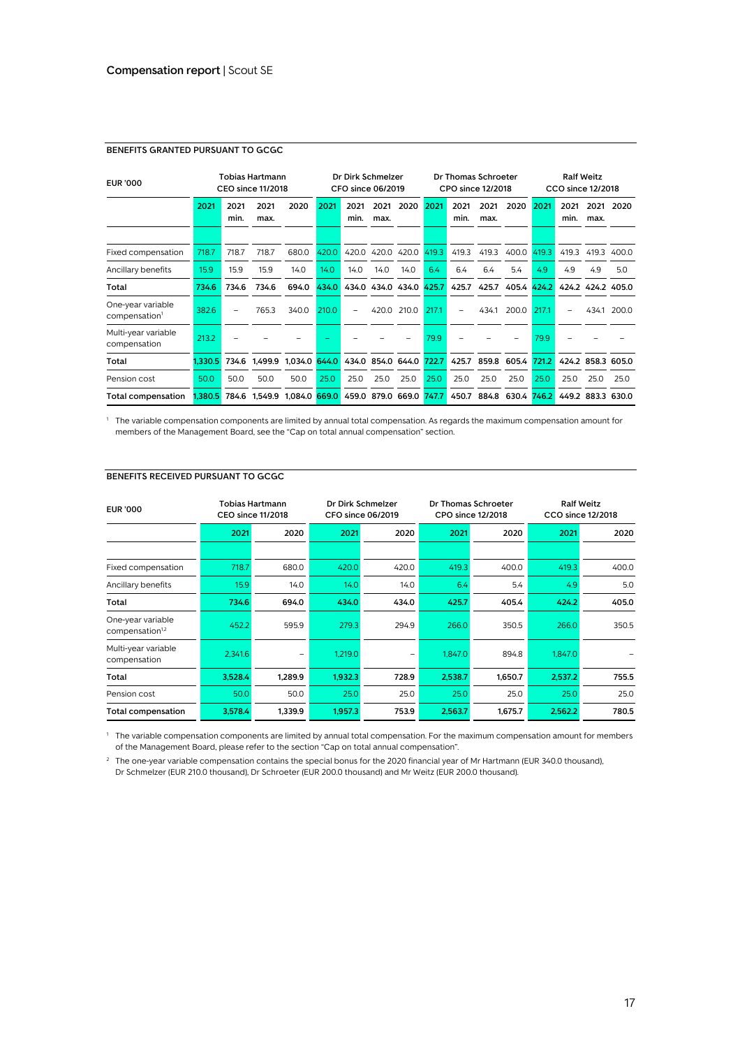## BENEFITS GRANTED PURSUANT TO GCGC

| EUR '000 | Tobias Hartmann CEO since 11/2018 | | | | Dr Dirk Schmelzer CFO since 06/2019 | | | | Dr Thomas Schroeter CPO since 12/2018 | | | | Ralf Weitz CCO since 12/2018 | | | |
|---|---|---|---|---|---|---|---|---|---|---|---|---|---|---|---|---|
| | 2021 | 2021 min. | 2021 max. | 2020 | 2021 | 2021 min. | 2021 max. | 2020 | 2021 | 2021 min. | 2021 max. | 2020 | 2021 | 2021 min. | 2021 max. | 2020 |
| Fixed compensation | 718.7 | 718.7 | 718.7 | 680.0 | 420.0 | 420.0 | 420.0 | 420.0 | 419.3 | 419.3 | 419.3 | 400.0 | 419.3 | 419.3 | 419.3 | 400.0 |
| Ancillary benefits | 15.9 | 15.9 | 15.9 | 14.0 | 14.0 | 14.0 | 14.0 | 14.0 | 6.4 | 6.4 | 6.4 | 5.4 | 4.9 | 4.9 | 4.9 | 5.0 |
| **Total** | **734.6** | **734.6** | **734.6** | **694.0** | **434.0** | **434.0** | **434.0** | **434.0** | **425.7** | **425.7** | **425.7** | **405.4** | **424.2** | **424.2** | **424.2** | **405.0** |
| One-year variable compensation[1] | 382.6 | – | 765.3 | 340.0 | 210.0 | – | 420.0 | 210.0 | 217.1 | – | 434.1 | 200.0 | 217.1 | – | 434.1 | 200.0 |
| Multi-year variable compensation | 213.2 | – | – | – | – | – | – | – | 79.9 | – | – | – | 79.9 | – | – | – |
| **Total** | **1,330.5** | **734.6** | **1,499.9** | **1,034.0** | **644.0** | **434.0** | **854.0** | **644.0** | **722.7** | **425.7** | **859.8** | **605.4** | **721.2** | **424.2** | **858.3** | **605.0** |
| Pension cost | 50.0 | 50.0 | 50.0 | 50.0 | 25.0 | 25.0 | 25.0 | 25.0 | 25.0 | 25.0 | 25.0 | 25.0 | 25.0 | 25.0 | 25.0 | 25.0 |
| **Total compensation** | **1,380.5** | **784.6** | **1,549.9** | **1,084.0** | **669.0** | **459.0** | **879.0** | **669.0** | **747.7** | **450.7** | **884.8** | **630.4** | **746.2** | **449.2** | **883.3** | **630.0** |

[1] The variable compensation components are limited by annual total compensation. As regards the maximum compensation amount for members of the Management Board, see the "Cap on total annual compensation" section.

## BENEFITS RECEIVED PURSUANT TO GCGC

| EUR '000 | Tobias Hartmann CEO since 11/2018 | | Dr Dirk Schmelzer CFO since 06/2019 | | Dr Thomas Schroeter CPO since 12/2018 | | Ralf Weitz CCO since 12/2018 | |
|---|---|---|---|---|---|---|---|---|
| | 2021 | 2020 | 2021 | 2020 | 2021 | 2020 | 2021 | 2020 |
| Fixed compensation | 718.7 | 680.0 | 420.0 | 420.0 | 419.3 | 400.0 | 419.3 | 400.0 |
| Ancillary benefits | 15.9 | 14.0 | 14.0 | 14.0 | 6.4 | 5.4 | 4.9 | 5.0 |
| **Total** | **734.6** | **694.0** | **434.0** | **434.0** | **425.7** | **405.4** | **424.2** | **405.0** |
| One-year variable compensation[1,2] | 452.2 | 595.9 | 279.3 | 294.9 | 266.0 | 350.5 | 266.0 | 350.5 |
| Multi-year variable compensation | 2,341.6 | – | 1,219.0 | – | 1,847.0 | 894.8 | 1,847.0 | – |
| **Total** | **3,528.4** | **1,289.9** | **1,932.3** | **728.9** | **2,538.7** | **1,650.7** | **2,537.2** | **755.5** |
| Pension cost | 50.0 | 50.0 | 25.0 | 25.0 | 25.0 | 25.0 | 25.0 | 25.0 |
| **Total compensation** | **3,578.4** | **1,339.9** | **1,957.3** | **753.9** | **2,563.7** | **1,675.7** | **2,562.2** | **780.5** |

[1] The variable compensation components are limited by annual total compensation. For the maximum compensation amount for members of the Management Board, please refer to the section "Cap on total annual compensation".

[2] The one-year variable compensation contains the special bonus for the 2020 financial year of Mr Hartmann (EUR 340.0 thousand), Dr Schmelzer (EUR 210.0 thousand), Dr Schroeter (EUR 200.0 thousand) and Mr Weitz (EUR 200.0 thousand).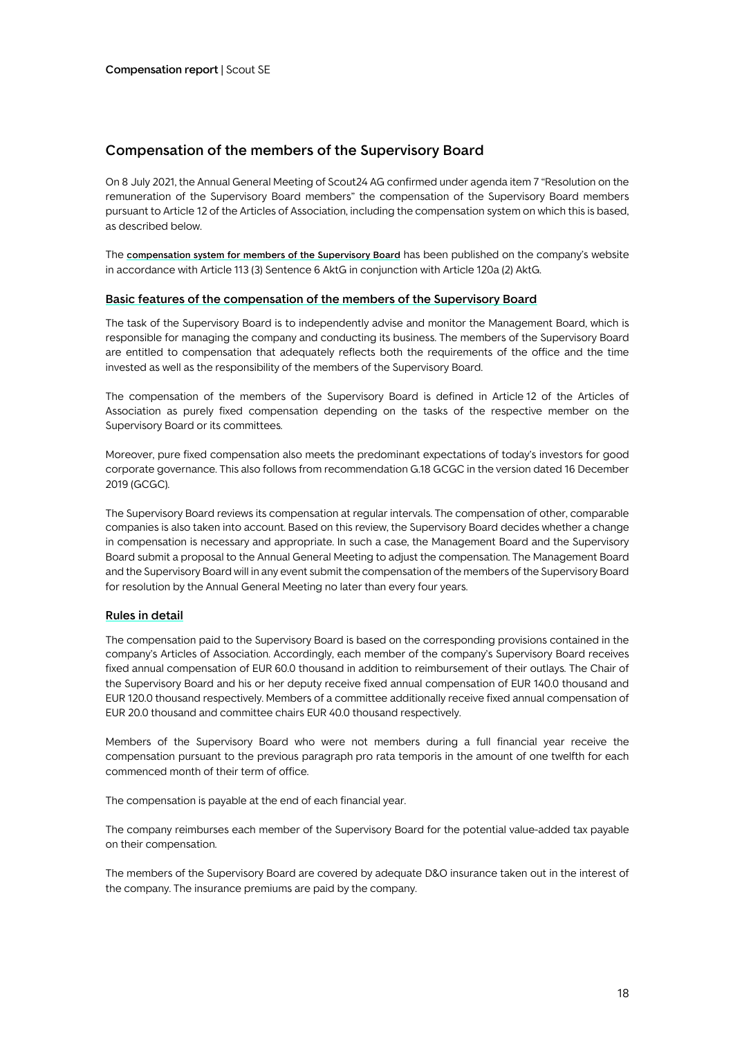## Compensation of the members of the Supervisory Board

On 8 July 2021, the Annual General Meeting of Scout24 AG confirmed under agenda item 7 "Resolution on the remuneration of the Supervisory Board members" the compensation of the Supervisory Board members pursuant to Article 12 of the Articles of Association, including the compensation system on which this is based, as described below.

The compensation system for members of the Supervisory Board has been published on the company's website in accordance with Article 113 (3) Sentence 6 AktG in conjunction with Article 120a (2) AktG.

### Basic features of the compensation of the members of the Supervisory Board

The task of the Supervisory Board is to independently advise and monitor the Management Board, which is responsible for managing the company and conducting its business. The members of the Supervisory Board are entitled to compensation that adequately reflects both the requirements of the office and the time invested as well as the responsibility of the members of the Supervisory Board.

The compensation of the members of the Supervisory Board is defined in Article 12 of the Articles of Association as purely fixed compensation depending on the tasks of the respective member on the Supervisory Board or its committees.

Moreover, pure fixed compensation also meets the predominant expectations of today's investors for good corporate governance. This also follows from recommendation G.18 GCGC in the version dated 16 December 2019 (GCGC).

The Supervisory Board reviews its compensation at regular intervals. The compensation of other, comparable companies is also taken into account. Based on this review, the Supervisory Board decides whether a change in compensation is necessary and appropriate. In such a case, the Management Board and the Supervisory Board submit a proposal to the Annual General Meeting to adjust the compensation. The Management Board and the Supervisory Board will in any event submit the compensation of the members of the Supervisory Board for resolution by the Annual General Meeting no later than every four years.

### Rules in detail

The compensation paid to the Supervisory Board is based on the corresponding provisions contained in the company's Articles of Association. Accordingly, each member of the company's Supervisory Board receives fixed annual compensation of EUR 60.0 thousand in addition to reimbursement of their outlays. The Chair of the Supervisory Board and his or her deputy receive fixed annual compensation of EUR 140.0 thousand and EUR 120.0 thousand respectively. Members of a committee additionally receive fixed annual compensation of EUR 20.0 thousand and committee chairs EUR 40.0 thousand respectively.

Members of the Supervisory Board who were not members during a full financial year receive the compensation pursuant to the previous paragraph pro rata temporis in the amount of one twelfth for each commenced month of their term of office.

The compensation is payable at the end of each financial year.

The company reimburses each member of the Supervisory Board for the potential value-added tax payable on their compensation.

The members of the Supervisory Board are covered by adequate D&O insurance taken out in the interest of the company. The insurance premiums are paid by the company.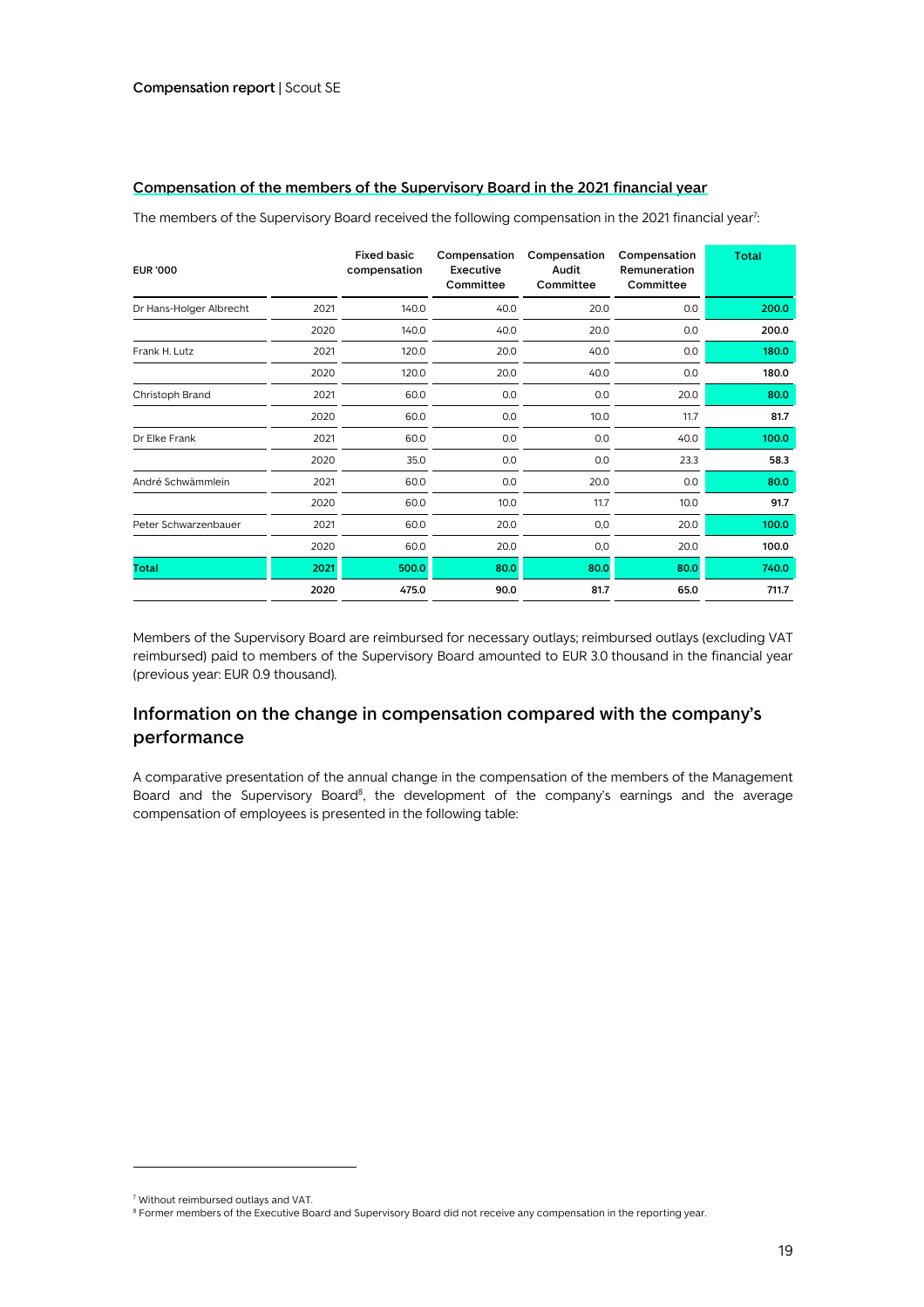## Compensation of the members of the Supervisory Board in the 2021 financial year

The members of the Supervisory Board received the following compensation in the 2021 financial year[7]:

| EUR '000 | | Fixed basic compensation | Compensation Executive Committee | Compensation Audit Committee | Compensation Remuneration Committee | Total |
|---|---|---|---|---|---|---|
| Dr Hans-Holger Albrecht | 2021 | 140.0 | 40.0 | 20.0 | 0.0 | **200.0** |
| | 2020 | 140.0 | 40.0 | 20.0 | 0.0 | **200.0** |
| Frank H. Lutz | 2021 | 120.0 | 20.0 | 40.0 | 0.0 | **180.0** |
| | 2020 | 120.0 | 20.0 | 40.0 | 0.0 | **180.0** |
| Christoph Brand | 2021 | 60.0 | 0.0 | 0.0 | 20.0 | **80.0** |
| | 2020 | 60.0 | 0.0 | 10.0 | 11.7 | **81.7** |
| Dr Elke Frank | 2021 | 60.0 | 0.0 | 0.0 | 40.0 | **100.0** |
| | 2020 | 35.0 | 0.0 | 0.0 | 23.3 | **58.3** |
| André Schwämmlein | 2021 | 60.0 | 0.0 | 20.0 | 0.0 | **80.0** |
| | 2020 | 60.0 | 10.0 | 11.7 | 10.0 | **91.7** |
| Peter Schwarzenbauer | 2021 | 60.0 | 20.0 | 0,0 | 20.0 | **100.0** |
| | 2020 | 60.0 | 20.0 | 0,0 | 20.0 | **100.0** |
| **Total** | **2021** | **500.0** | **80.0** | **80.0** | **80.0** | **740.0** |
| | **2020** | **475.0** | **90.0** | **81.7** | **65.0** | **711.7** |

Members of the Supervisory Board are reimbursed for necessary outlays; reimbursed outlays (excluding VAT reimbursed) paid to members of the Supervisory Board amounted to EUR 3.0 thousand in the financial year (previous year: EUR 0.9 thousand).

## Information on the change in compensation compared with the company's performance

A comparative presentation of the annual change in the compensation of the members of the Management Board and the Supervisory Board[8], the development of the company's earnings and the average compensation of employees is presented in the following table:

[7] Without reimbursed outlays and VAT.

[8] Former members of the Executive Board and Supervisory Board did not receive any compensation in the reporting year.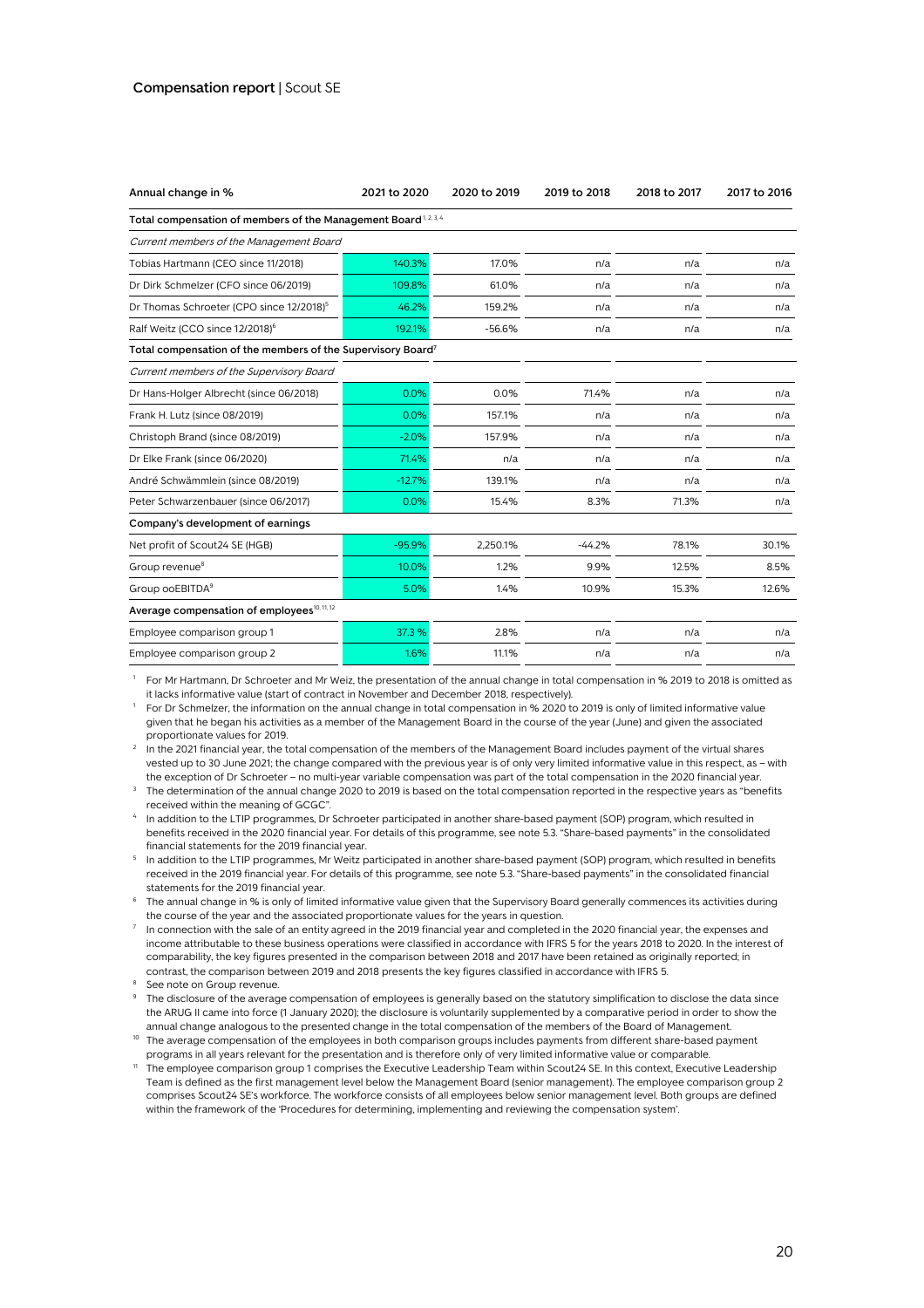| Annual change in % | 2021 to 2020 | 2020 to 2019 | 2019 to 2018 | 2018 to 2017 | 2017 to 2016 |
|---|---|---|---|---|---|
| **Total compensation of members of the Management Board**[1, 2, 3, 4] | | | | | |
| *Current members of the Management Board* | | | | | |
| Tobias Hartmann (CEO since 11/2018) | 140.3% | 17.0% | n/a | n/a | n/a |
| Dr Dirk Schmelzer (CFO since 06/2019) | 109.8% | 61.0% | n/a | n/a | n/a |
| Dr Thomas Schroeter (CPO since 12/2018)[5] | 46.2% | 159.2% | n/a | n/a | n/a |
| Ralf Weitz (CCO since 12/2018)[6] | 192.1% | -56.6% | n/a | n/a | n/a |
| **Total compensation of the members of the Supervisory Board**[7] | | | | | |
| *Current members of the Supervisory Board* | | | | | |
| Dr Hans-Holger Albrecht (since 06/2018) | 0.0% | 0.0% | 71.4% | n/a | n/a |
| Frank H. Lutz (since 08/2019) | 0.0% | 157.1% | n/a | n/a | n/a |
| Christoph Brand (since 08/2019) | -2.0% | 157.9% | n/a | n/a | n/a |
| Dr Elke Frank (since 06/2020) | 71.4% | n/a | n/a | n/a | n/a |
| André Schwämmlein (since 08/2019) | -12.7% | 139.1% | n/a | n/a | n/a |
| Peter Schwarzenbauer (since 06/2017) | 0.0% | 15.4% | 8.3% | 71.3% | n/a |
| **Company's development of earnings** | | | | | |
| Net profit of Scout24 SE (HGB) | -95.9% | 2,250.1% | -44.2% | 78.1% | 30.1% |
| Group revenue[8] | 10.0% | 1.2% | 9.9% | 12.5% | 8.5% |
| Group ooEBITDA[9] | 5.0% | 1.4% | 10.9% | 15.3% | 12.6% |
| **Average compensation of employees**[10, 11, 12] | | | | | |
| Employee comparison group 1 | 37.3 % | 2.8% | n/a | n/a | n/a |
| Employee comparison group 2 | 1.6% | 11.1% | n/a | n/a | n/a |

[1] For Mr Hartmann, Dr Schroeter and Mr Weiz, the presentation of the annual change in total compensation in % 2019 to 2018 is omitted as it lacks informative value (start of contract in November and December 2018, respectively).

[1] For Dr Schmelzer, the information on the annual change in total compensation in % 2020 to 2019 is only of limited informative value given that he began his activities as a member of the Management Board in the course of the year (June) and given the associated proportionate values for 2019.

[2] In the 2021 financial year, the total compensation of the members of the Management Board includes payment of the virtual shares vested up to 30 June 2021; the change compared with the previous year is of only very limited informative value in this respect, as – with the exception of Dr Schroeter – no multi-year variable compensation was part of the total compensation in the 2020 financial year.

[3] The determination of the annual change 2020 to 2019 is based on the total compensation reported in the respective years as "benefits received within the meaning of GCGC".

[4] In addition to the LTIP programmes, Dr Schroeter participated in another share-based payment (SOP) program, which resulted in benefits received in the 2020 financial year. For details of this programme, see note 5.3. "Share-based payments" in the consolidated financial statements for the 2019 financial year.

[5] In addition to the LTIP programmes, Mr Weitz participated in another share-based payment (SOP) program, which resulted in benefits received in the 2019 financial year. For details of this programme, see note 5.3. "Share-based payments" in the consolidated financial statements for the 2019 financial year.

[6] The annual change in % is only of limited informative value given that the Supervisory Board generally commences its activities during the course of the year and the associated proportionate values for the years in question.

[7] In connection with the sale of an entity agreed in the 2019 financial year and completed in the 2020 financial year, the expenses and income attributable to these business operations were classified in accordance with IFRS 5 for the years 2018 to 2020. In the interest of comparability, the key figures presented in the comparison between 2018 and 2017 have been retained as originally reported; in contrast, the comparison between 2019 and 2018 presents the key figures classified in accordance with IFRS 5.

[8] See note on Group revenue.

[9] The disclosure of the average compensation of employees is generally based on the statutory simplification to disclose the data since the ARUG II came into force (1 January 2020); the disclosure is voluntarily supplemented by a comparative period in order to show the annual change analogous to the presented change in the total compensation of the members of the Board of Management.

[10] The average compensation of the employees in both comparison groups includes payments from different share-based payment programs in all years relevant for the presentation and is therefore only of very limited informative value or comparable.

[11] The employee comparison group 1 comprises the Executive Leadership Team within Scout24 SE. In this context, Executive Leadership Team is defined as the first management level below the Management Board (senior management). The employee comparison group 2 comprises Scout24 SE's workforce. The workforce consists of all employees below senior management level. Both groups are defined within the framework of the 'Procedures for determining, implementing and reviewing the compensation system'.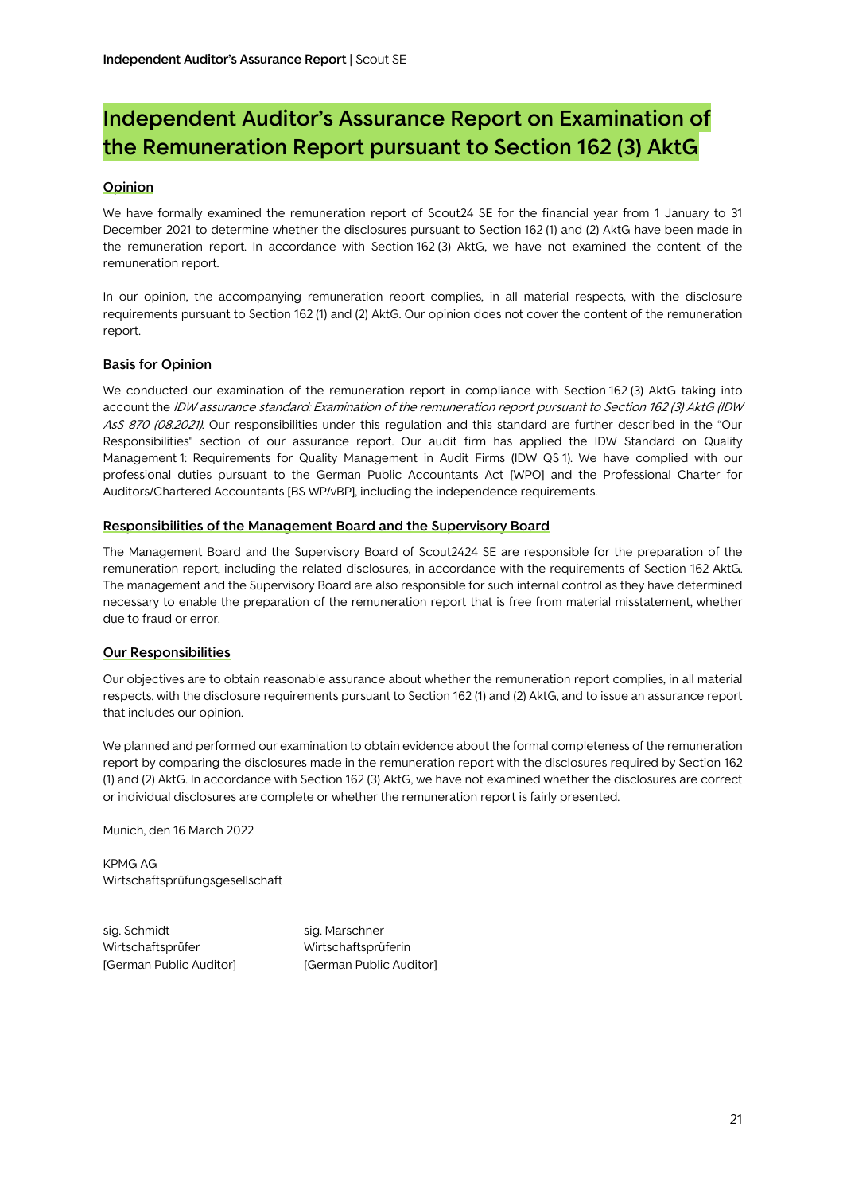# Independent Auditor's Assurance Report on Examination of the Remuneration Report pursuant to Section 162 (3) AktG

## Opinion

We have formally examined the remuneration report of Scout24 SE for the financial year from 1 January to 31 December 2021 to determine whether the disclosures pursuant to Section 162 (1) and (2) AktG have been made in the remuneration report. In accordance with Section 162 (3) AktG, we have not examined the content of the remuneration report.

In our opinion, the accompanying remuneration report complies, in all material respects, with the disclosure requirements pursuant to Section 162 (1) and (2) AktG. Our opinion does not cover the content of the remuneration report.

## Basis for Opinion

We conducted our examination of the remuneration report in compliance with Section 162 (3) AktG taking into account the *IDW assurance standard: Examination of the remuneration report pursuant to Section 162 (3) AktG (IDW AsS 870 (08.2021)*. Our responsibilities under this regulation and this standard are further described in the "Our Responsibilities" section of our assurance report. Our audit firm has applied the IDW Standard on Quality Management 1: Requirements for Quality Management in Audit Firms (IDW QS 1). We have complied with our professional duties pursuant to the German Public Accountants Act [WPO] and the Professional Charter for Auditors/Chartered Accountants [BS WP/vBP], including the independence requirements.

## Responsibilities of the Management Board and the Supervisory Board

The Management Board and the Supervisory Board of Scout2424 SE are responsible for the preparation of the remuneration report, including the related disclosures, in accordance with the requirements of Section 162 AktG. The management and the Supervisory Board are also responsible for such internal control as they have determined necessary to enable the preparation of the remuneration report that is free from material misstatement, whether due to fraud or error.

## Our Responsibilities

Our objectives are to obtain reasonable assurance about whether the remuneration report complies, in all material respects, with the disclosure requirements pursuant to Section 162 (1) and (2) AktG, and to issue an assurance report that includes our opinion.

We planned and performed our examination to obtain evidence about the formal completeness of the remuneration report by comparing the disclosures made in the remuneration report with the disclosures required by Section 162 (1) and (2) AktG. In accordance with Section 162 (3) AktG, we have not examined whether the disclosures are correct or individual disclosures are complete or whether the remuneration report is fairly presented.

Munich, den 16 March 2022

KPMG AG
Wirtschaftsprüfungsgesellschaft

sig. Schmidt
Wirtschaftsprüfer
[German Public Auditor]

sig. Marschner
Wirtschaftsprüferin
[German Public Auditor]